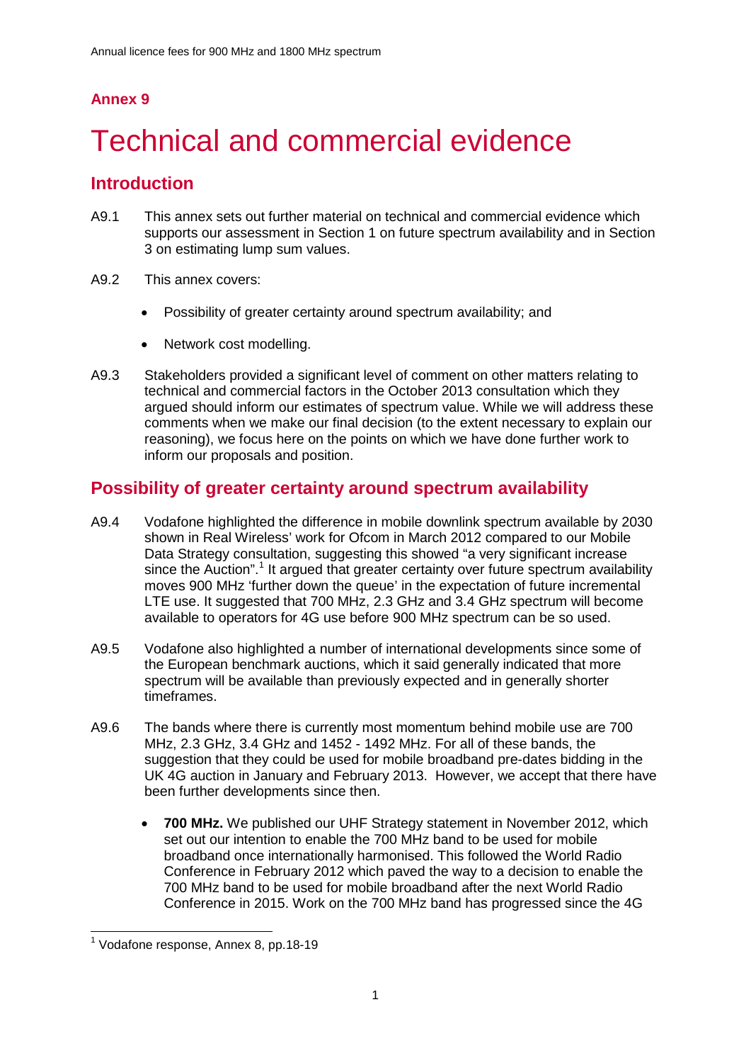## Annex 9

# Technical and commercial evidence

## Introduction

A9.1 This annex sets out further material on technical and commercial evidence which supports our assessment in Section 1 on future spectrum availability and in Section 3 on estimating lump sum values.

A9.2 This annex covers:

- Possibility of greater certainty around spectrum availability; and
- Network cost modelling.

A9.3 Stakeholders provided a significant level of comment on other matters relating to technical and commercial factors in the October 2013 consultation which they argued should inform our estimates of spectrum value. While we will address these comments when we make our final decision (to the extent necessary to explain our reasoning), we focus here on the points on which we have done further work to inform our proposals and position.

## Possibility of greater certainty around spectrum availability

A9.4 Vodafone highlighted the difference in mobile downlink spectrum available by 2030 shown in Real Wireless' work for Ofcom in March 2012 compared to our Mobile Data Strategy consultation, suggesting this showed "a very significant increase since the Auction".[1] It argued that greater certainty over future spectrum availability moves 900 MHz 'further down the queue' in the expectation of future incremental LTE use. It suggested that 700 MHz, 2.3 GHz and 3.4 GHz spectrum will become available to operators for 4G use before 900 MHz spectrum can be so used.

A9.5 Vodafone also highlighted a number of international developments since some of the European benchmark auctions, which it said generally indicated that more spectrum will be available than previously expected and in generally shorter timeframes.

A9.6 The bands where there is currently most momentum behind mobile use are 700 MHz, 2.3 GHz, 3.4 GHz and 1452 - 1492 MHz. For all of these bands, the suggestion that they could be used for mobile broadband pre-dates bidding in the UK 4G auction in January and February 2013. However, we accept that there have been further developments since then.

- **700 MHz.** We published our UHF Strategy statement in November 2012, which set out our intention to enable the 700 MHz band to be used for mobile broadband once internationally harmonised. This followed the World Radio Conference in February 2012 which paved the way to a decision to enable the 700 MHz band to be used for mobile broadband after the next World Radio Conference in 2015. Work on the 700 MHz band has progressed since the 4G

[1] Vodafone response, Annex 8, pp.18-19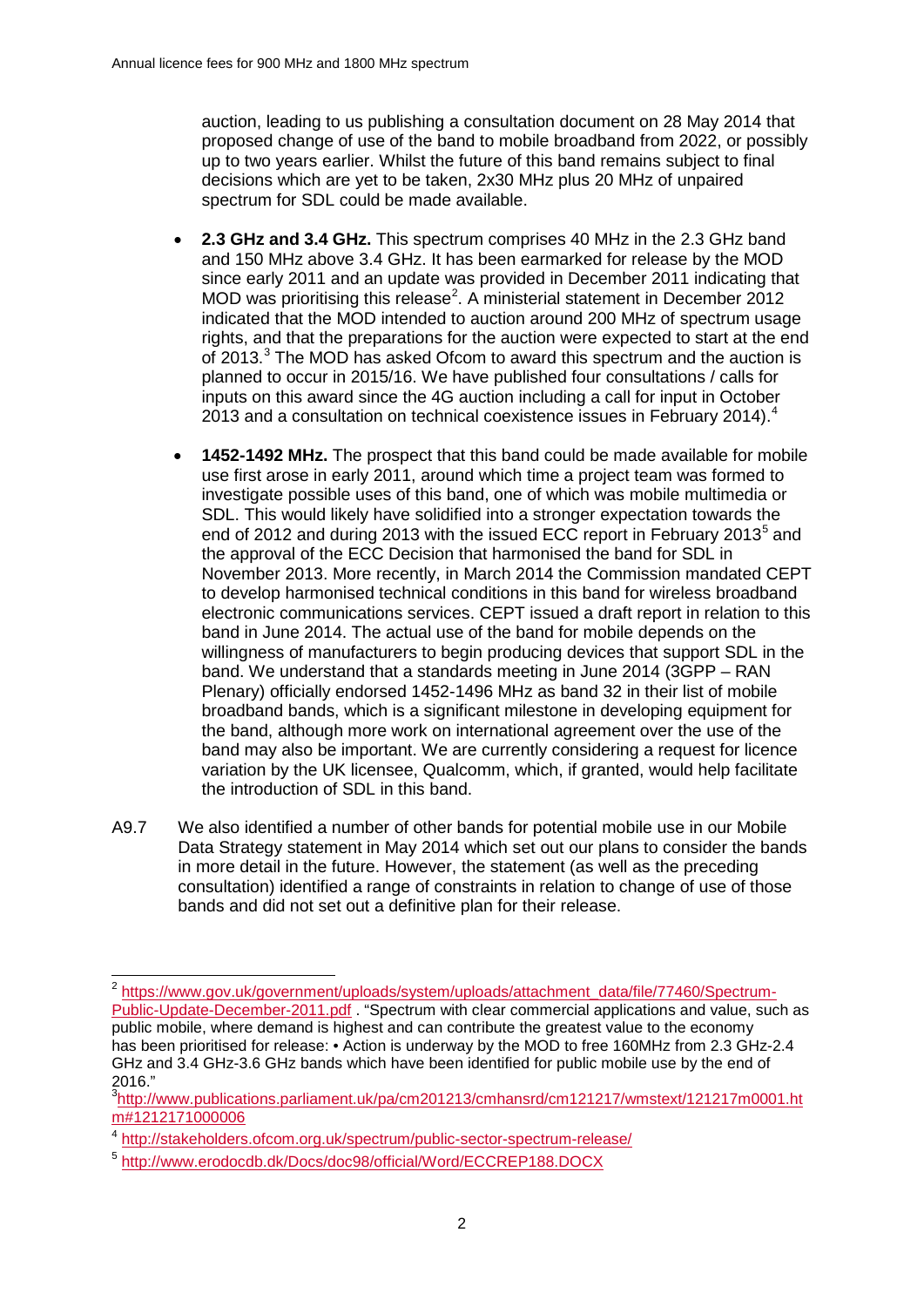auction, leading to us publishing a consultation document on 28 May 2014 that proposed change of use of the band to mobile broadband from 2022, or possibly up to two years earlier. Whilst the future of this band remains subject to final decisions which are yet to be taken, 2x30 MHz plus 20 MHz of unpaired spectrum for SDL could be made available.

- **2.3 GHz and 3.4 GHz.** This spectrum comprises 40 MHz in the 2.3 GHz band and 150 MHz above 3.4 GHz. It has been earmarked for release by the MOD since early 2011 and an update was provided in December 2011 indicating that MOD was prioritising this release[2]. A ministerial statement in December 2012 indicated that the MOD intended to auction around 200 MHz of spectrum usage rights, and that the preparations for the auction were expected to start at the end of 2013.[3] The MOD has asked Ofcom to award this spectrum and the auction is planned to occur in 2015/16. We have published four consultations / calls for inputs on this award since the 4G auction including a call for input in October 2013 and a consultation on technical coexistence issues in February 2014).[4]

- **1452-1492 MHz.** The prospect that this band could be made available for mobile use first arose in early 2011, around which time a project team was formed to investigate possible uses of this band, one of which was mobile multimedia or SDL. This would likely have solidified into a stronger expectation towards the end of 2012 and during 2013 with the issued ECC report in February 2013[5] and the approval of the ECC Decision that harmonised the band for SDL in November 2013. More recently, in March 2014 the Commission mandated CEPT to develop harmonised technical conditions in this band for wireless broadband electronic communications services. CEPT issued a draft report in relation to this band in June 2014. The actual use of the band for mobile depends on the willingness of manufacturers to begin producing devices that support SDL in the band. We understand that a standards meeting in June 2014 (3GPP – RAN Plenary) officially endorsed 1452-1496 MHz as band 32 in their list of mobile broadband bands, which is a significant milestone in developing equipment for the band, although more work on international agreement over the use of the band may also be important. We are currently considering a request for licence variation by the UK licensee, Qualcomm, which, if granted, would help facilitate the introduction of SDL in this band.

A9.7 We also identified a number of other bands for potential mobile use in our Mobile Data Strategy statement in May 2014 which set out our plans to consider the bands in more detail in the future. However, the statement (as well as the preceding consultation) identified a range of constraints in relation to change of use of those bands and did not set out a definitive plan for their release.

---

[2] https://www.gov.uk/government/uploads/system/uploads/attachment_data/file/77460/Spectrum-Public-Update-December-2011.pdf . "Spectrum with clear commercial applications and value, such as public mobile, where demand is highest and can contribute the greatest value to the economy has been prioritised for release: • Action is underway by the MOD to free 160MHz from 2.3 GHz-2.4 GHz and 3.4 GHz-3.6 GHz bands which have been identified for public mobile use by the end of 2016."

[3] http://www.publications.parliament.uk/pa/cm201213/cmhansrd/cm121217/wmstext/121217m0001.htm#1212171000006

[4] http://stakeholders.ofcom.org.uk/spectrum/public-sector-spectrum-release/

[5] http://www.erodocdb.dk/Docs/doc98/official/Word/ECCREP188.DOCX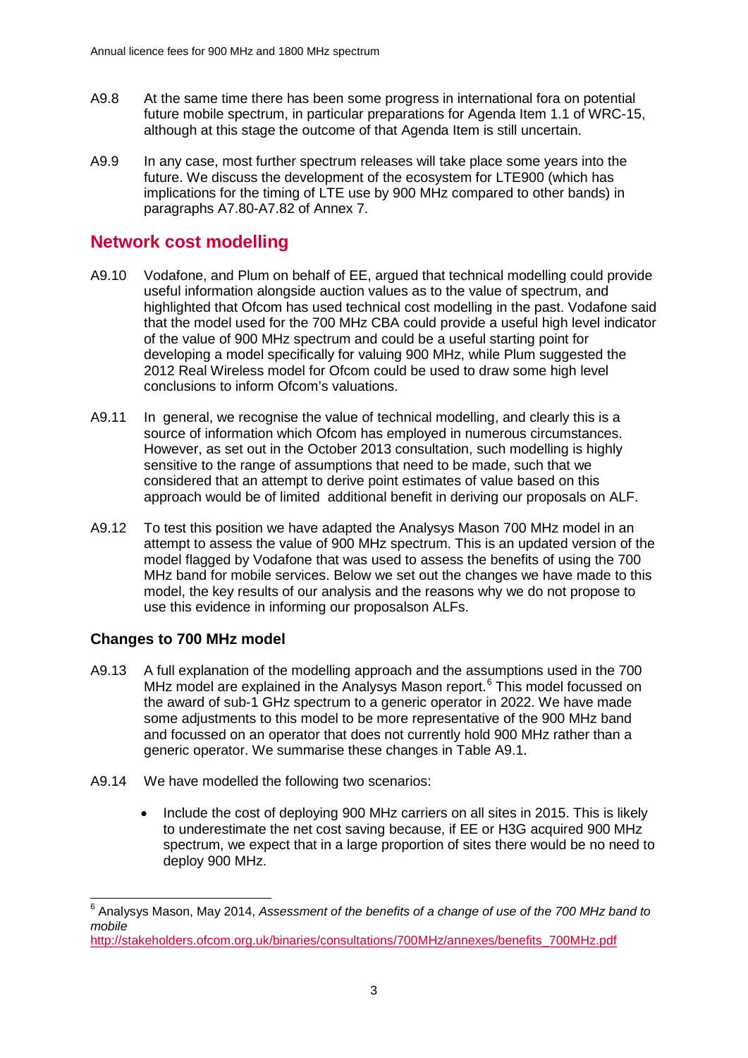A9.8 At the same time there has been some progress in international fora on potential future mobile spectrum, in particular preparations for Agenda Item 1.1 of WRC-15, although at this stage the outcome of that Agenda Item is still uncertain.

A9.9 In any case, most further spectrum releases will take place some years into the future. We discuss the development of the ecosystem for LTE900 (which has implications for the timing of LTE use by 900 MHz compared to other bands) in paragraphs A7.80-A7.82 of Annex 7.

## Network cost modelling

A9.10 Vodafone, and Plum on behalf of EE, argued that technical modelling could provide useful information alongside auction values as to the value of spectrum, and highlighted that Ofcom has used technical cost modelling in the past. Vodafone said that the model used for the 700 MHz CBA could provide a useful high level indicator of the value of 900 MHz spectrum and could be a useful starting point for developing a model specifically for valuing 900 MHz, while Plum suggested the 2012 Real Wireless model for Ofcom could be used to draw some high level conclusions to inform Ofcom's valuations.

A9.11 In general, we recognise the value of technical modelling, and clearly this is a source of information which Ofcom has employed in numerous circumstances. However, as set out in the October 2013 consultation, such modelling is highly sensitive to the range of assumptions that need to be made, such that we considered that an attempt to derive point estimates of value based on this approach would be of limited additional benefit in deriving our proposals on ALF.

A9.12 To test this position we have adapted the Analysys Mason 700 MHz model in an attempt to assess the value of 900 MHz spectrum. This is an updated version of the model flagged by Vodafone that was used to assess the benefits of using the 700 MHz band for mobile services. Below we set out the changes we have made to this model, the key results of our analysis and the reasons why we do not propose to use this evidence in informing our proposalson ALFs.

### Changes to 700 MHz model

A9.13 A full explanation of the modelling approach and the assumptions used in the 700 MHz model are explained in the Analysys Mason report.[6] This model focussed on the award of sub-1 GHz spectrum to a generic operator in 2022. We have made some adjustments to this model to be more representative of the 900 MHz band and focussed on an operator that does not currently hold 900 MHz rather than a generic operator. We summarise these changes in Table A9.1.

A9.14 We have modelled the following two scenarios:

- Include the cost of deploying 900 MHz carriers on all sites in 2015. This is likely to underestimate the net cost saving because, if EE or H3G acquired 900 MHz spectrum, we expect that in a large proportion of sites there would be no need to deploy 900 MHz.

[6] Analysys Mason, May 2014, *Assessment of the benefits of a change of use of the 700 MHz band to mobile* http://stakeholders.ofcom.org.uk/binaries/consultations/700MHz/annexes/benefits_700MHz.pdf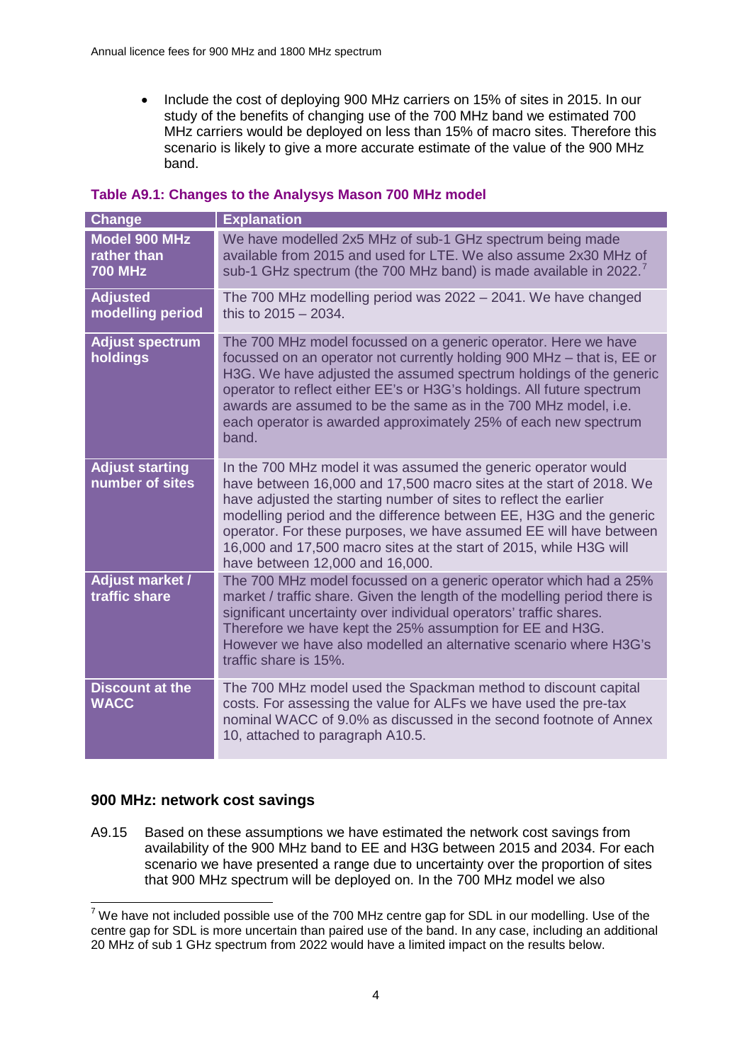- Include the cost of deploying 900 MHz carriers on 15% of sites in 2015. In our study of the benefits of changing use of the 700 MHz band we estimated 700 MHz carriers would be deployed on less than 15% of macro sites. Therefore this scenario is likely to give a more accurate estimate of the value of the 900 MHz band.

**Table A9.1: Changes to the Analysys Mason 700 MHz model**

| Change | Explanation |
| --- | --- |
| **Model 900 MHz rather than 700 MHz** | We have modelled 2x5 MHz of sub-1 GHz spectrum being made available from 2015 and used for LTE. We also assume 2x30 MHz of sub-1 GHz spectrum (the 700 MHz band) is made available in 2022.[7] |
| **Adjusted modelling period** | The 700 MHz modelling period was 2022 – 2041. We have changed this to 2015 – 2034. |
| **Adjust spectrum holdings** | The 700 MHz model focussed on a generic operator. Here we have focussed on an operator not currently holding 900 MHz – that is, EE or H3G. We have adjusted the assumed spectrum holdings of the generic operator to reflect either EE's or H3G's holdings. All future spectrum awards are assumed to be the same as in the 700 MHz model, i.e. each operator is awarded approximately 25% of each new spectrum band. |
| **Adjust starting number of sites** | In the 700 MHz model it was assumed the generic operator would have between 16,000 and 17,500 macro sites at the start of 2018. We have adjusted the starting number of sites to reflect the earlier modelling period and the difference between EE, H3G and the generic operator. For these purposes, we have assumed EE will have between 16,000 and 17,500 macro sites at the start of 2015, while H3G will have between 12,000 and 16,000. |
| **Adjust market / traffic share** | The 700 MHz model focussed on a generic operator which had a 25% market / traffic share. Given the length of the modelling period there is significant uncertainty over individual operators' traffic shares. Therefore we have kept the 25% assumption for EE and H3G. However we have also modelled an alternative scenario where H3G's traffic share is 15%. |
| **Discount at the WACC** | The 700 MHz model used the Spackman method to discount capital costs. For assessing the value for ALFs we have used the pre-tax nominal WACC of 9.0% as discussed in the second footnote of Annex 10, attached to paragraph A10.5. |

## 900 MHz: network cost savings

A9.15 Based on these assumptions we have estimated the network cost savings from availability of the 900 MHz band to EE and H3G between 2015 and 2034. For each scenario we have presented a range due to uncertainty over the proportion of sites that 900 MHz spectrum will be deployed on. In the 700 MHz model we also

[7] We have not included possible use of the 700 MHz centre gap for SDL in our modelling. Use of the centre gap for SDL is more uncertain than paired use of the band. In any case, including an additional 20 MHz of sub 1 GHz spectrum from 2022 would have a limited impact on the results below.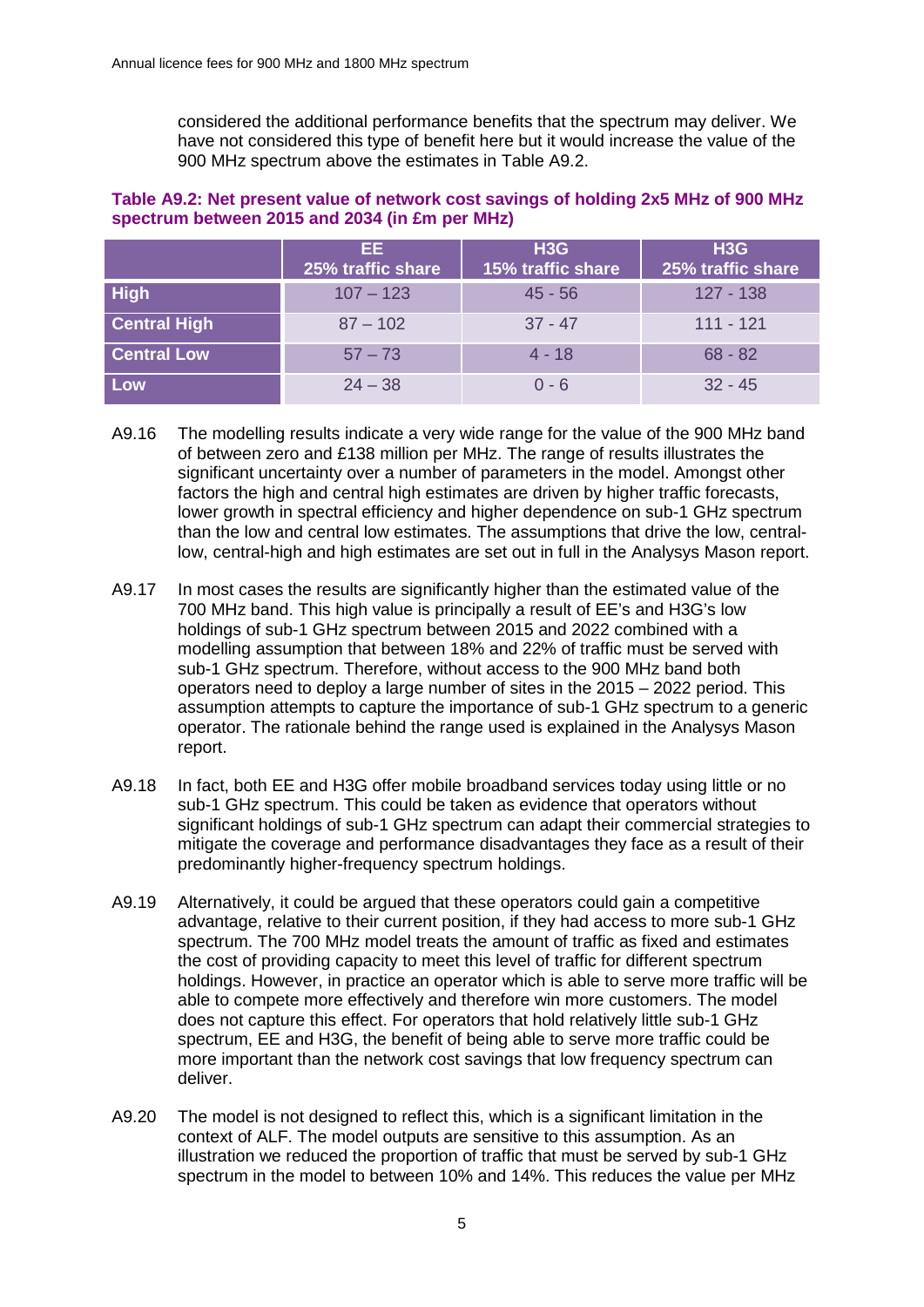considered the additional performance benefits that the spectrum may deliver. We have not considered this type of benefit here but it would increase the value of the 900 MHz spectrum above the estimates in Table A9.2.

**Table A9.2: Net present value of network cost savings of holding 2x5 MHz of 900 MHz spectrum between 2015 and 2034 (in £m per MHz)**

| | EE 25% traffic share | H3G 15% traffic share | H3G 25% traffic share |
|---|---|---|---|
| **High** | 107 – 123 | 45 - 56 | 127 - 138 |
| **Central High** | 87 – 102 | 37 - 47 | 111 - 121 |
| **Central Low** | 57 – 73 | 4 - 18 | 68 - 82 |
| **Low** | 24 – 38 | 0 - 6 | 32 - 45 |

A9.16 The modelling results indicate a very wide range for the value of the 900 MHz band of between zero and £138 million per MHz. The range of results illustrates the significant uncertainty over a number of parameters in the model. Amongst other factors the high and central high estimates are driven by higher traffic forecasts, lower growth in spectral efficiency and higher dependence on sub-1 GHz spectrum than the low and central low estimates. The assumptions that drive the low, central-low, central-high and high estimates are set out in full in the Analysys Mason report.

A9.17 In most cases the results are significantly higher than the estimated value of the 700 MHz band. This high value is principally a result of EE's and H3G's low holdings of sub-1 GHz spectrum between 2015 and 2022 combined with a modelling assumption that between 18% and 22% of traffic must be served with sub-1 GHz spectrum. Therefore, without access to the 900 MHz band both operators need to deploy a large number of sites in the 2015 – 2022 period. This assumption attempts to capture the importance of sub-1 GHz spectrum to a generic operator. The rationale behind the range used is explained in the Analysys Mason report.

A9.18 In fact, both EE and H3G offer mobile broadband services today using little or no sub-1 GHz spectrum. This could be taken as evidence that operators without significant holdings of sub-1 GHz spectrum can adapt their commercial strategies to mitigate the coverage and performance disadvantages they face as a result of their predominantly higher-frequency spectrum holdings.

A9.19 Alternatively, it could be argued that these operators could gain a competitive advantage, relative to their current position, if they had access to more sub-1 GHz spectrum. The 700 MHz model treats the amount of traffic as fixed and estimates the cost of providing capacity to meet this level of traffic for different spectrum holdings. However, in practice an operator which is able to serve more traffic will be able to compete more effectively and therefore win more customers. The model does not capture this effect. For operators that hold relatively little sub-1 GHz spectrum, EE and H3G, the benefit of being able to serve more traffic could be more important than the network cost savings that low frequency spectrum can deliver.

A9.20 The model is not designed to reflect this, which is a significant limitation in the context of ALF. The model outputs are sensitive to this assumption. As an illustration we reduced the proportion of traffic that must be served by sub-1 GHz spectrum in the model to between 10% and 14%. This reduces the value per MHz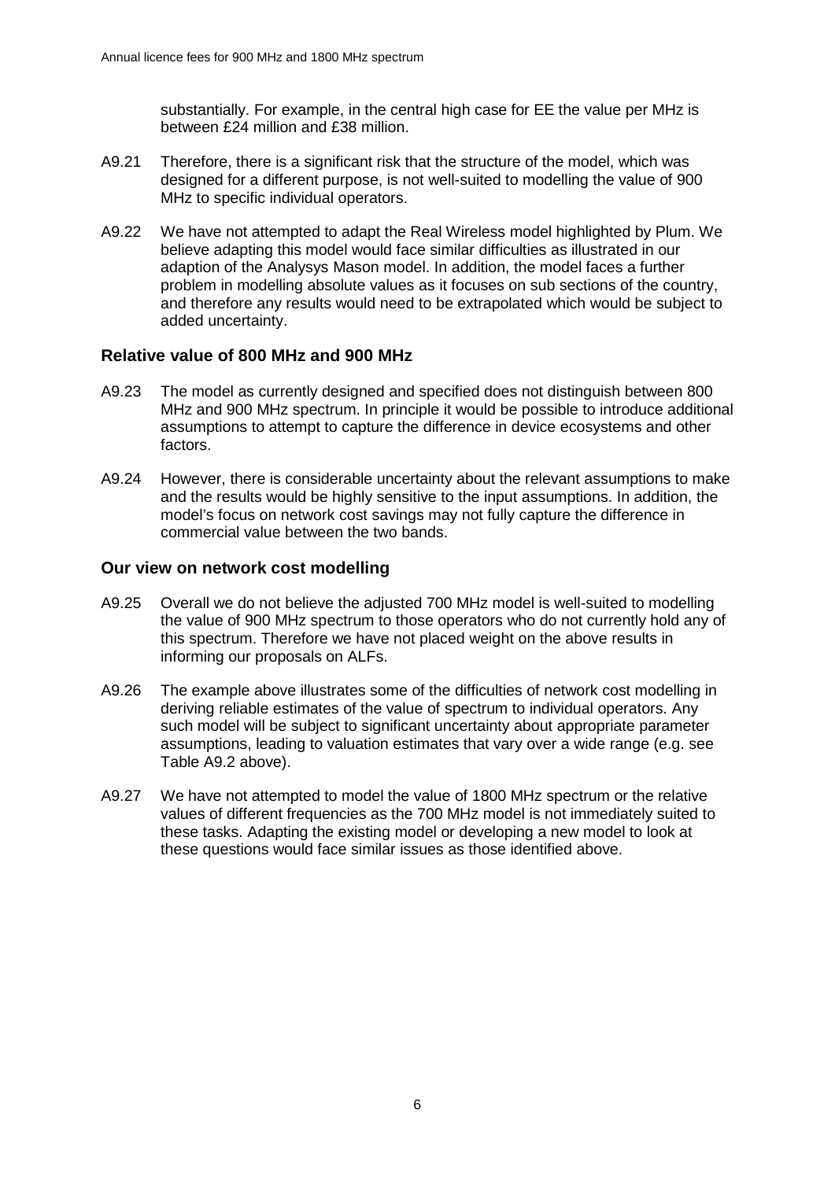substantially. For example, in the central high case for EE the value per MHz is between £24 million and £38 million.

A9.21 Therefore, there is a significant risk that the structure of the model, which was designed for a different purpose, is not well-suited to modelling the value of 900 MHz to specific individual operators.

A9.22 We have not attempted to adapt the Real Wireless model highlighted by Plum. We believe adapting this model would face similar difficulties as illustrated in our adaption of the Analysys Mason model. In addition, the model faces a further problem in modelling absolute values as it focuses on sub sections of the country, and therefore any results would need to be extrapolated which would be subject to added uncertainty.

### Relative value of 800 MHz and 900 MHz

A9.23 The model as currently designed and specified does not distinguish between 800 MHz and 900 MHz spectrum. In principle it would be possible to introduce additional assumptions to attempt to capture the difference in device ecosystems and other factors.

A9.24 However, there is considerable uncertainty about the relevant assumptions to make and the results would be highly sensitive to the input assumptions. In addition, the model's focus on network cost savings may not fully capture the difference in commercial value between the two bands.

### Our view on network cost modelling

A9.25 Overall we do not believe the adjusted 700 MHz model is well-suited to modelling the value of 900 MHz spectrum to those operators who do not currently hold any of this spectrum. Therefore we have not placed weight on the above results in informing our proposals on ALFs.

A9.26 The example above illustrates some of the difficulties of network cost modelling in deriving reliable estimates of the value of spectrum to individual operators. Any such model will be subject to significant uncertainty about appropriate parameter assumptions, leading to valuation estimates that vary over a wide range (e.g. see Table A9.2 above).

A9.27 We have not attempted to model the value of 1800 MHz spectrum or the relative values of different frequencies as the 700 MHz model is not immediately suited to these tasks. Adapting the existing model or developing a new model to look at these questions would face similar issues as those identified above.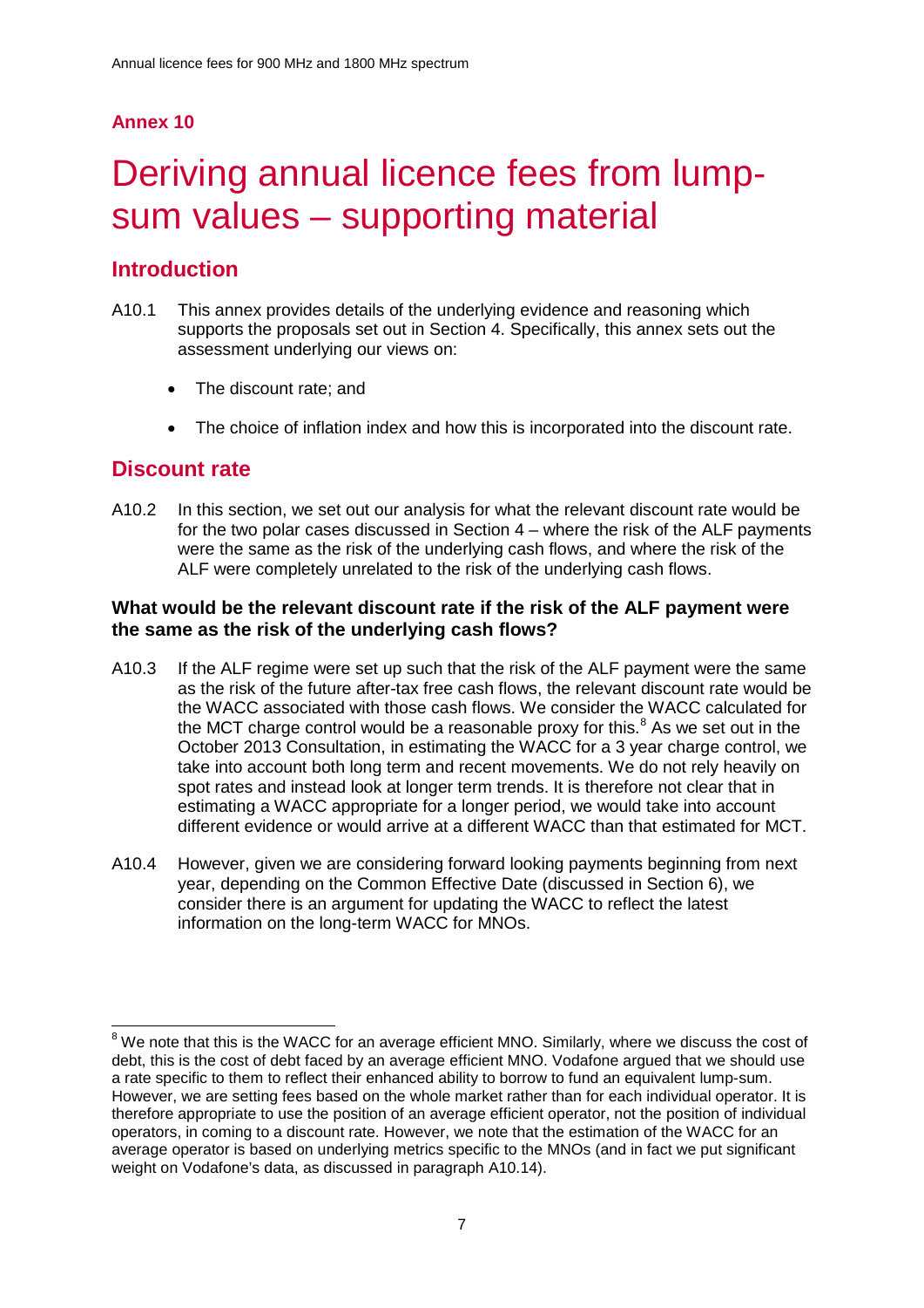## Annex 10

# Deriving annual licence fees from lump-sum values – supporting material

## Introduction

A10.1 This annex provides details of the underlying evidence and reasoning which supports the proposals set out in Section 4. Specifically, this annex sets out the assessment underlying our views on:

- The discount rate; and
- The choice of inflation index and how this is incorporated into the discount rate.

## Discount rate

A10.2 In this section, we set out our analysis for what the relevant discount rate would be for the two polar cases discussed in Section 4 – where the risk of the ALF payments were the same as the risk of the underlying cash flows, and where the risk of the ALF were completely unrelated to the risk of the underlying cash flows.

### What would be the relevant discount rate if the risk of the ALF payment were the same as the risk of the underlying cash flows?

A10.3 If the ALF regime were set up such that the risk of the ALF payment were the same as the risk of the future after-tax free cash flows, the relevant discount rate would be the WACC associated with those cash flows. We consider the WACC calculated for the MCT charge control would be a reasonable proxy for this.[8] As we set out in the October 2013 Consultation, in estimating the WACC for a 3 year charge control, we take into account both long term and recent movements. We do not rely heavily on spot rates and instead look at longer term trends. It is therefore not clear that in estimating a WACC appropriate for a longer period, we would take into account different evidence or would arrive at a different WACC than that estimated for MCT.

A10.4 However, given we are considering forward looking payments beginning from next year, depending on the Common Effective Date (discussed in Section 6), we consider there is an argument for updating the WACC to reflect the latest information on the long-term WACC for MNOs.

[8] We note that this is the WACC for an average efficient MNO. Similarly, where we discuss the cost of debt, this is the cost of debt faced by an average efficient MNO. Vodafone argued that we should use a rate specific to them to reflect their enhanced ability to borrow to fund an equivalent lump-sum. However, we are setting fees based on the whole market rather than for each individual operator. It is therefore appropriate to use the position of an average efficient operator, not the position of individual operators, in coming to a discount rate. However, we note that the estimation of the WACC for an average operator is based on underlying metrics specific to the MNOs (and in fact we put significant weight on Vodafone's data, as discussed in paragraph A10.14).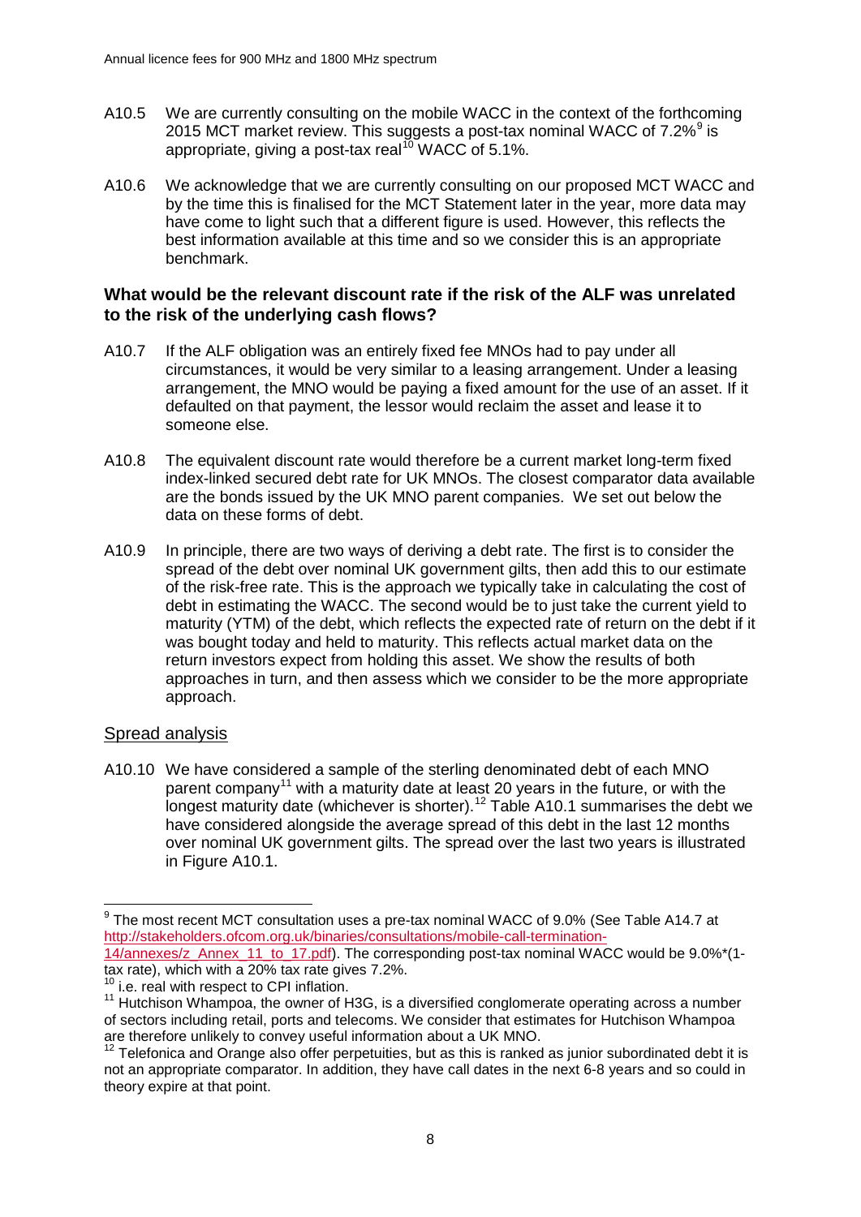A10.5 We are currently consulting on the mobile WACC in the context of the forthcoming 2015 MCT market review. This suggests a post-tax nominal WACC of 7.2%[9] is appropriate, giving a post-tax real[10] WACC of 5.1%.

A10.6 We acknowledge that we are currently consulting on our proposed MCT WACC and by the time this is finalised for the MCT Statement later in the year, more data may have come to light such that a different figure is used. However, this reflects the best information available at this time and so we consider this is an appropriate benchmark.

### What would be the relevant discount rate if the risk of the ALF was unrelated to the risk of the underlying cash flows?

A10.7 If the ALF obligation was an entirely fixed fee MNOs had to pay under all circumstances, it would be very similar to a leasing arrangement. Under a leasing arrangement, the MNO would be paying a fixed amount for the use of an asset. If it defaulted on that payment, the lessor would reclaim the asset and lease it to someone else.

A10.8 The equivalent discount rate would therefore be a current market long-term fixed index-linked secured debt rate for UK MNOs. The closest comparator data available are the bonds issued by the UK MNO parent companies. We set out below the data on these forms of debt.

A10.9 In principle, there are two ways of deriving a debt rate. The first is to consider the spread of the debt over nominal UK government gilts, then add this to our estimate of the risk-free rate. This is the approach we typically take in calculating the cost of debt in estimating the WACC. The second would be to just take the current yield to maturity (YTM) of the debt, which reflects the expected rate of return on the debt if it was bought today and held to maturity. This reflects actual market data on the return investors expect from holding this asset. We show the results of both approaches in turn, and then assess which we consider to be the more appropriate approach.

#### Spread analysis

A10.10 We have considered a sample of the sterling denominated debt of each MNO parent company[11] with a maturity date at least 20 years in the future, or with the longest maturity date (whichever is shorter).[12] Table A10.1 summarises the debt we have considered alongside the average spread of this debt in the last 12 months over nominal UK government gilts. The spread over the last two years is illustrated in Figure A10.1.

---

[9] The most recent MCT consultation uses a pre-tax nominal WACC of 9.0% (See Table A14.7 at http://stakeholders.ofcom.org.uk/binaries/consultations/mobile-call-termination-14/annexes/z_Annex_11_to_17.pdf). The corresponding post-tax nominal WACC would be 9.0%*(1-tax rate), which with a 20% tax rate gives 7.2%.

[10] i.e. real with respect to CPI inflation.

[11] Hutchison Whampoa, the owner of H3G, is a diversified conglomerate operating across a number of sectors including retail, ports and telecoms. We consider that estimates for Hutchison Whampoa are therefore unlikely to convey useful information about a UK MNO.

[12] Telefonica and Orange also offer perpetuities, but as this is ranked as junior subordinated debt it is not an appropriate comparator. In addition, they have call dates in the next 6-8 years and so could in theory expire at that point.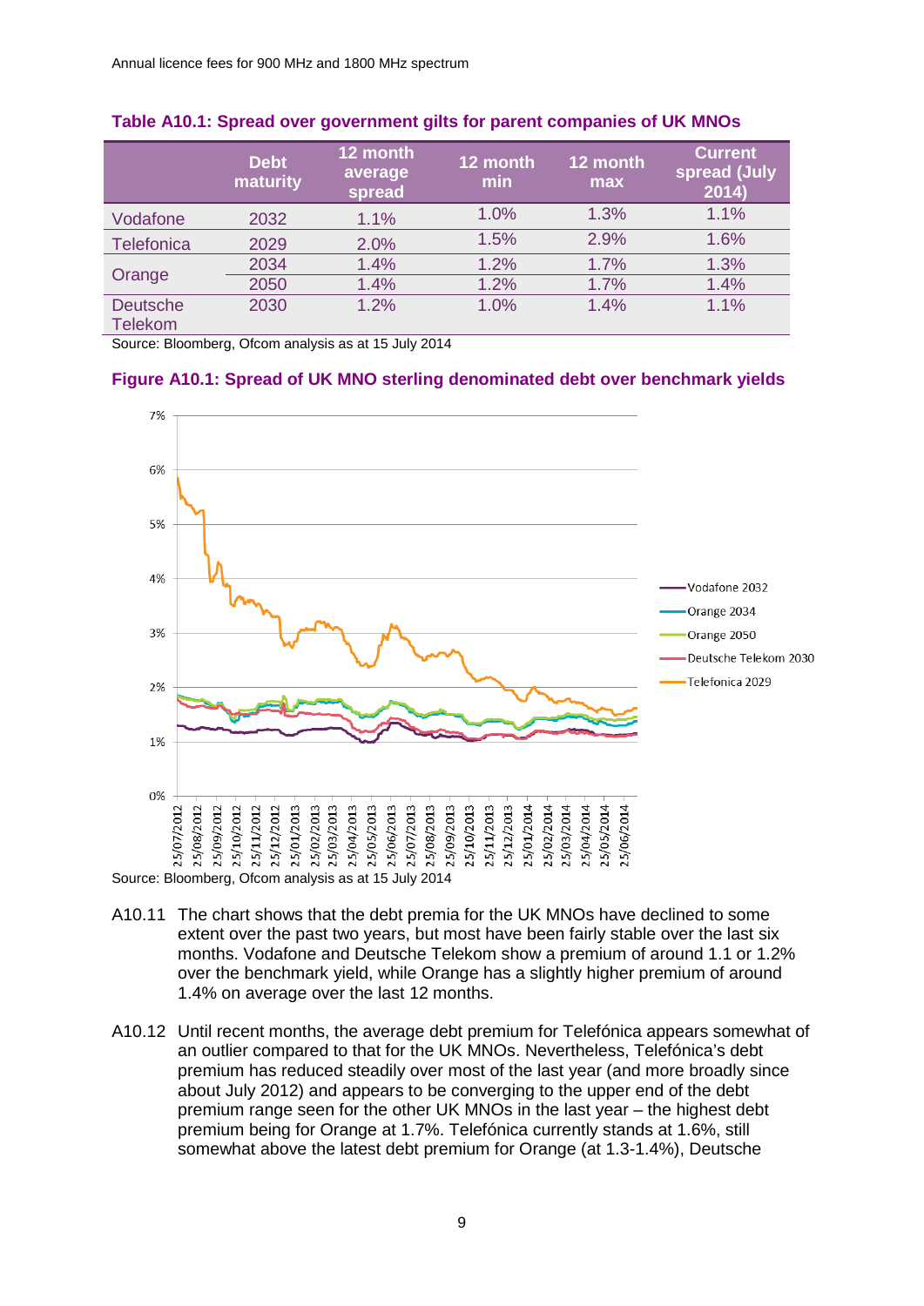**Table A10.1: Spread over government gilts for parent companies of UK MNOs**

| | Debt maturity | 12 month average spread | 12 month min | 12 month max | Current spread (July 2014) |
|---|---|---|---|---|---|
| Vodafone | 2032 | 1.1% | 1.0% | 1.3% | 1.1% |
| Telefonica | 2029 | 2.0% | 1.5% | 2.9% | 1.6% |
| Orange | 2034 | 1.4% | 1.2% | 1.7% | 1.3% |
| | 2050 | 1.4% | 1.2% | 1.7% | 1.4% |
| Deutsche Telekom | 2030 | 1.2% | 1.0% | 1.4% | 1.1% |

Source: Bloomberg, Ofcom analysis as at 15 July 2014

**Figure A10.1: Spread of UK MNO sterling denominated debt over benchmark yields**

Source: Bloomberg, Ofcom analysis as at 15 July 2014

A10.11 The chart shows that the debt premia for the UK MNOs have declined to some extent over the past two years, but most have been fairly stable over the last six months. Vodafone and Deutsche Telekom show a premium of around 1.1 or 1.2% over the benchmark yield, while Orange has a slightly higher premium of around 1.4% on average over the last 12 months.

A10.12 Until recent months, the average debt premium for Telefónica appears somewhat of an outlier compared to that for the UK MNOs. Nevertheless, Telefónica's debt premium has reduced steadily over most of the last year (and more broadly since about July 2012) and appears to be converging to the upper end of the debt premium range seen for the other UK MNOs in the last year – the highest debt premium being for Orange at 1.7%. Telefónica currently stands at 1.6%, still somewhat above the latest debt premium for Orange (at 1.3-1.4%), Deutsche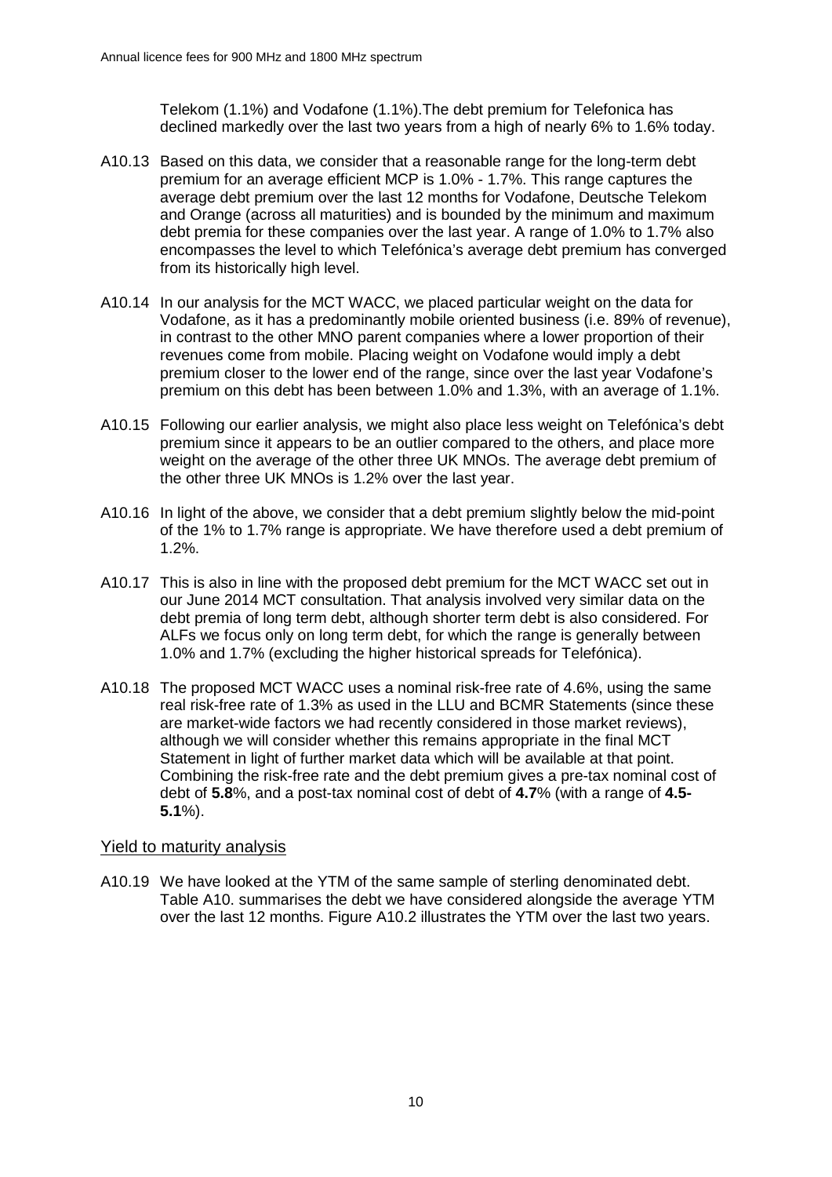Telekom (1.1%) and Vodafone (1.1%).The debt premium for Telefonica has declined markedly over the last two years from a high of nearly 6% to 1.6% today.

A10.13 Based on this data, we consider that a reasonable range for the long-term debt premium for an average efficient MCP is 1.0% - 1.7%. This range captures the average debt premium over the last 12 months for Vodafone, Deutsche Telekom and Orange (across all maturities) and is bounded by the minimum and maximum debt premia for these companies over the last year. A range of 1.0% to 1.7% also encompasses the level to which Telefónica's average debt premium has converged from its historically high level.

A10.14 In our analysis for the MCT WACC, we placed particular weight on the data for Vodafone, as it has a predominantly mobile oriented business (i.e. 89% of revenue), in contrast to the other MNO parent companies where a lower proportion of their revenues come from mobile. Placing weight on Vodafone would imply a debt premium closer to the lower end of the range, since over the last year Vodafone's premium on this debt has been between 1.0% and 1.3%, with an average of 1.1%.

A10.15 Following our earlier analysis, we might also place less weight on Telefónica's debt premium since it appears to be an outlier compared to the others, and place more weight on the average of the other three UK MNOs. The average debt premium of the other three UK MNOs is 1.2% over the last year.

A10.16 In light of the above, we consider that a debt premium slightly below the mid-point of the 1% to 1.7% range is appropriate. We have therefore used a debt premium of 1.2%.

A10.17 This is also in line with the proposed debt premium for the MCT WACC set out in our June 2014 MCT consultation. That analysis involved very similar data on the debt premia of long term debt, although shorter term debt is also considered. For ALFs we focus only on long term debt, for which the range is generally between 1.0% and 1.7% (excluding the higher historical spreads for Telefónica).

A10.18 The proposed MCT WACC uses a nominal risk-free rate of 4.6%, using the same real risk-free rate of 1.3% as used in the LLU and BCMR Statements (since these are market-wide factors we had recently considered in those market reviews), although we will consider whether this remains appropriate in the final MCT Statement in light of further market data which will be available at that point. Combining the risk-free rate and the debt premium gives a pre-tax nominal cost of debt of **5.8**%, and a post-tax nominal cost of debt of **4.7**% (with a range of **4.5-5.1**%).

## Yield to maturity analysis

A10.19 We have looked at the YTM of the same sample of sterling denominated debt. Table A10. summarises the debt we have considered alongside the average YTM over the last 12 months. Figure A10.2 illustrates the YTM over the last two years.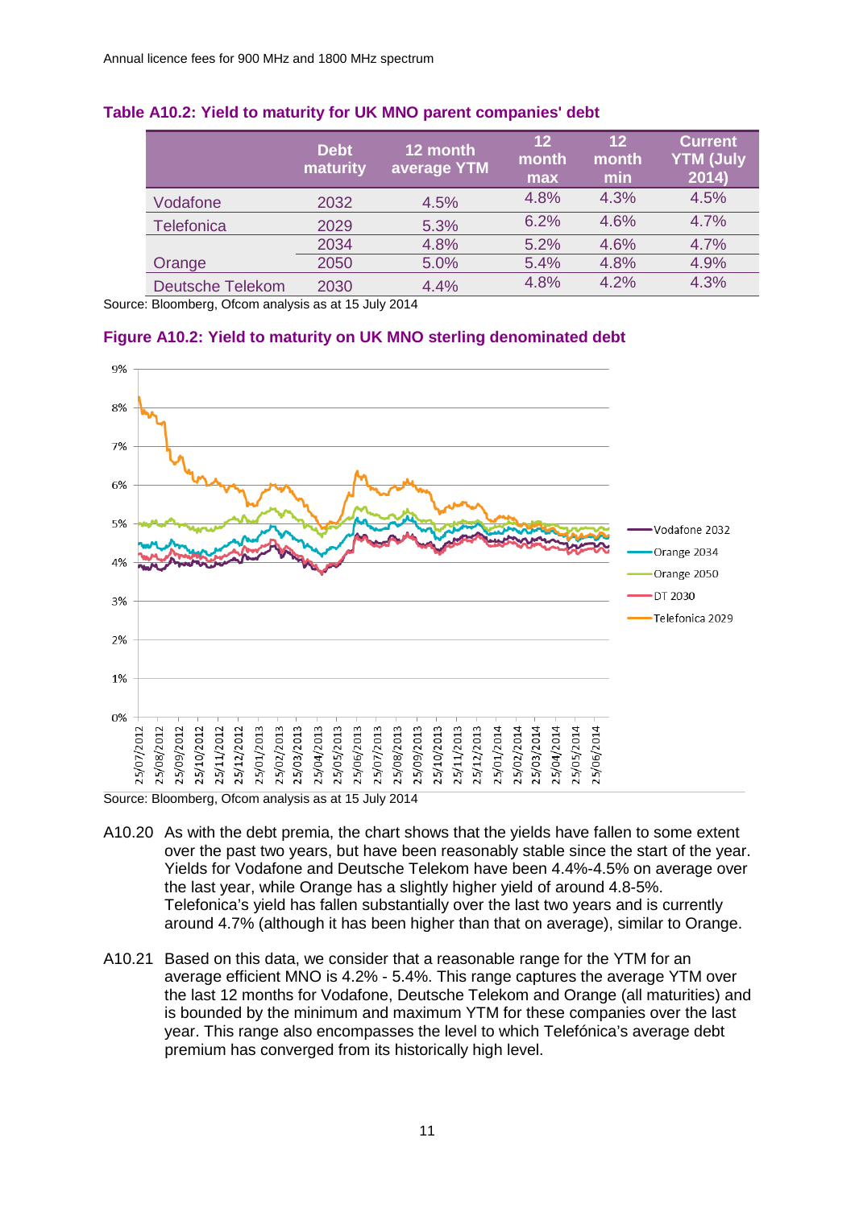### Table A10.2: Yield to maturity for UK MNO parent companies' debt

| | Debt maturity | 12 month average YTM | 12 month max | 12 month min | Current YTM (July 2014) |
|---|---|---|---|---|---|
| Vodafone | 2032 | 4.5% | 4.8% | 4.3% | 4.5% |
| Telefonica | 2029 | 5.3% | 6.2% | 4.6% | 4.7% |
| Orange | 2034 | 4.8% | 5.2% | 4.6% | 4.7% |
| | 2050 | 5.0% | 5.4% | 4.8% | 4.9% |
| Deutsche Telekom | 2030 | 4.4% | 4.8% | 4.2% | 4.3% |

Source: Bloomberg, Ofcom analysis as at 15 July 2014

### Figure A10.2: Yield to maturity on UK MNO sterling denominated debt

Source: Bloomberg, Ofcom analysis as at 15 July 2014

A10.20 As with the debt premia, the chart shows that the yields have fallen to some extent over the past two years, but have been reasonably stable since the start of the year. Yields for Vodafone and Deutsche Telekom have been 4.4%-4.5% on average over the last year, while Orange has a slightly higher yield of around 4.8-5%. Telefonica's yield has fallen substantially over the last two years and is currently around 4.7% (although it has been higher than that on average), similar to Orange.

A10.21 Based on this data, we consider that a reasonable range for the YTM for an average efficient MNO is 4.2% - 5.4%. This range captures the average YTM over the last 12 months for Vodafone, Deutsche Telekom and Orange (all maturities) and is bounded by the minimum and maximum YTM for these companies over the last year. This range also encompasses the level to which Telefónica's average debt premium has converged from its historically high level.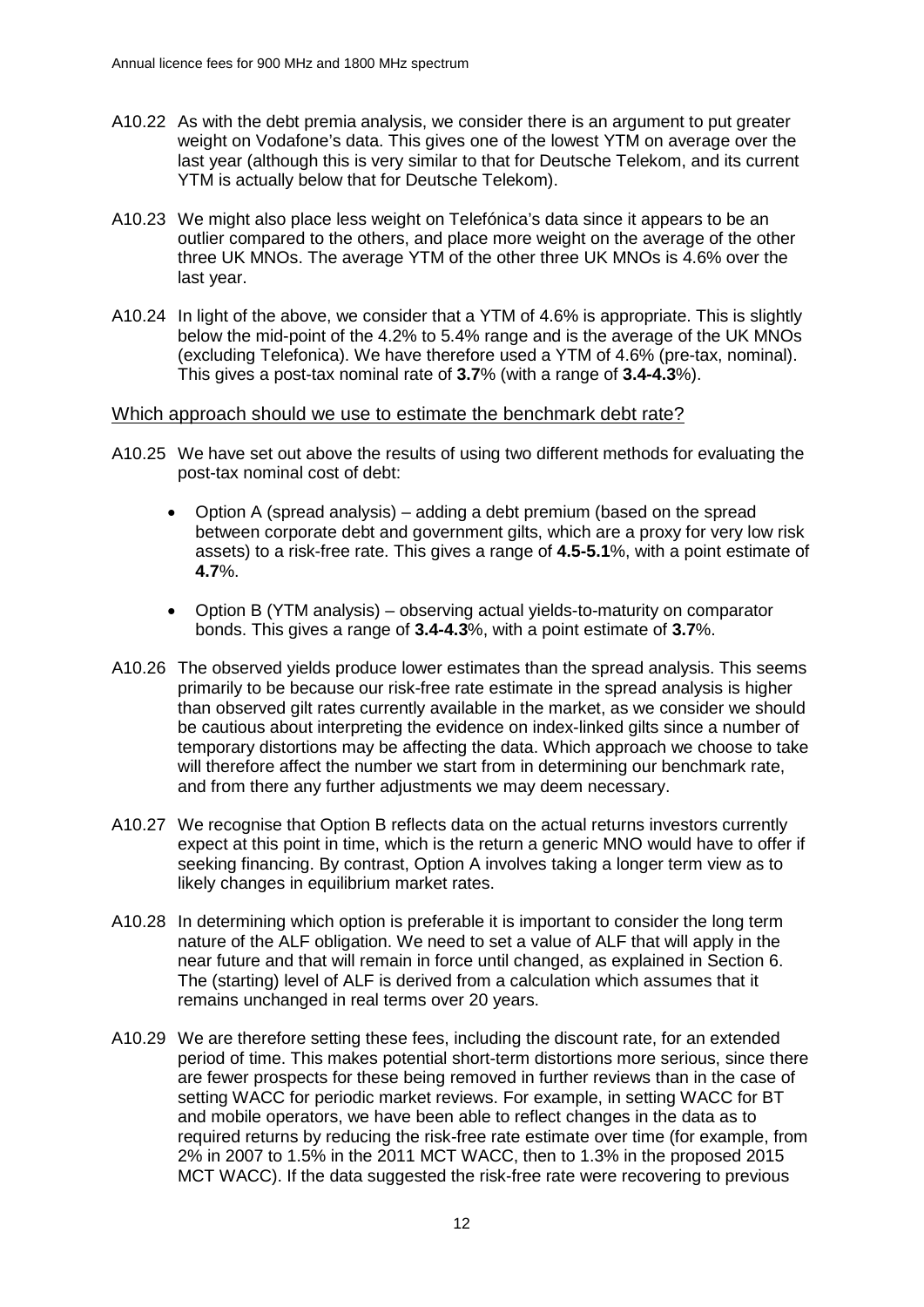A10.22 As with the debt premia analysis, we consider there is an argument to put greater weight on Vodafone's data. This gives one of the lowest YTM on average over the last year (although this is very similar to that for Deutsche Telekom, and its current YTM is actually below that for Deutsche Telekom).

A10.23 We might also place less weight on Telefónica's data since it appears to be an outlier compared to the others, and place more weight on the average of the other three UK MNOs. The average YTM of the other three UK MNOs is 4.6% over the last year.

A10.24 In light of the above, we consider that a YTM of 4.6% is appropriate. This is slightly below the mid-point of the 4.2% to 5.4% range and is the average of the UK MNOs (excluding Telefonica). We have therefore used a YTM of 4.6% (pre-tax, nominal). This gives a post-tax nominal rate of **3.7**% (with a range of **3.4-4.3**%).

## Which approach should we use to estimate the benchmark debt rate?

A10.25 We have set out above the results of using two different methods for evaluating the post-tax nominal cost of debt:

- Option A (spread analysis) – adding a debt premium (based on the spread between corporate debt and government gilts, which are a proxy for very low risk assets) to a risk-free rate. This gives a range of **4.5-5.1**%, with a point estimate of **4.7**%.
- Option B (YTM analysis) – observing actual yields-to-maturity on comparator bonds. This gives a range of **3.4-4.3**%, with a point estimate of **3.7**%.

A10.26 The observed yields produce lower estimates than the spread analysis. This seems primarily to be because our risk-free rate estimate in the spread analysis is higher than observed gilt rates currently available in the market, as we consider we should be cautious about interpreting the evidence on index-linked gilts since a number of temporary distortions may be affecting the data. Which approach we choose to take will therefore affect the number we start from in determining our benchmark rate, and from there any further adjustments we may deem necessary.

A10.27 We recognise that Option B reflects data on the actual returns investors currently expect at this point in time, which is the return a generic MNO would have to offer if seeking financing. By contrast, Option A involves taking a longer term view as to likely changes in equilibrium market rates.

A10.28 In determining which option is preferable it is important to consider the long term nature of the ALF obligation. We need to set a value of ALF that will apply in the near future and that will remain in force until changed, as explained in Section 6. The (starting) level of ALF is derived from a calculation which assumes that it remains unchanged in real terms over 20 years.

A10.29 We are therefore setting these fees, including the discount rate, for an extended period of time. This makes potential short-term distortions more serious, since there are fewer prospects for these being removed in further reviews than in the case of setting WACC for periodic market reviews. For example, in setting WACC for BT and mobile operators, we have been able to reflect changes in the data as to required returns by reducing the risk-free rate estimate over time (for example, from 2% in 2007 to 1.5% in the 2011 MCT WACC, then to 1.3% in the proposed 2015 MCT WACC). If the data suggested the risk-free rate were recovering to previous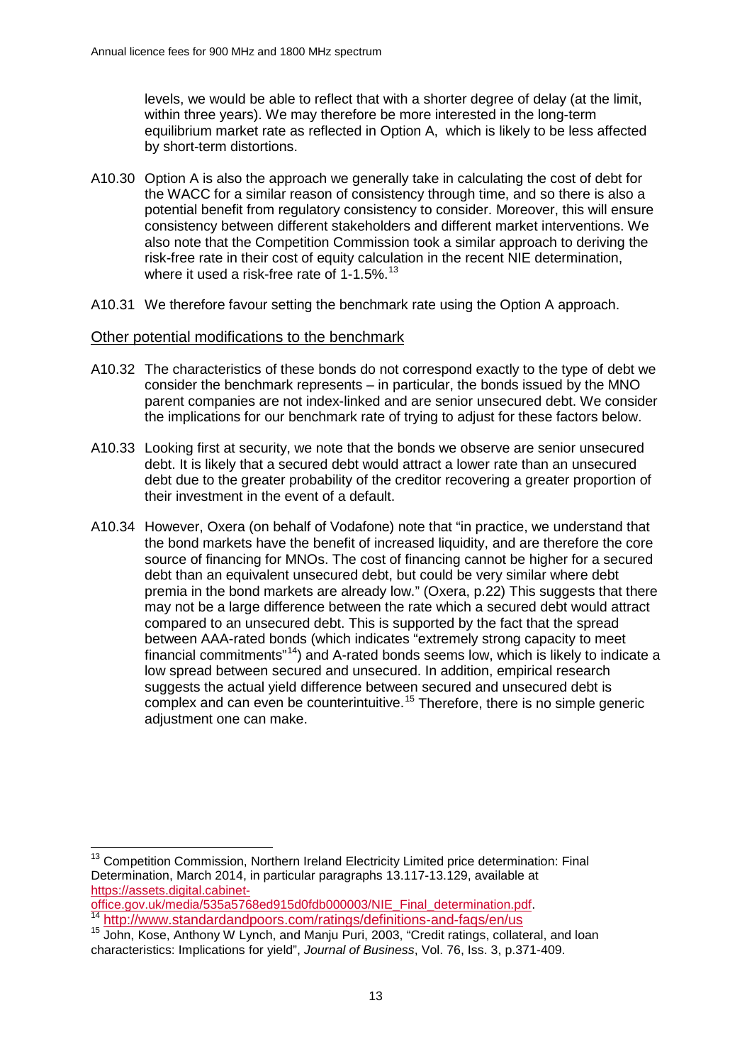levels, we would be able to reflect that with a shorter degree of delay (at the limit, within three years). We may therefore be more interested in the long-term equilibrium market rate as reflected in Option A, which is likely to be less affected by short-term distortions.

A10.30 Option A is also the approach we generally take in calculating the cost of debt for the WACC for a similar reason of consistency through time, and so there is also a potential benefit from regulatory consistency to consider. Moreover, this will ensure consistency between different stakeholders and different market interventions. We also note that the Competition Commission took a similar approach to deriving the risk-free rate in their cost of equity calculation in the recent NIE determination, where it used a risk-free rate of 1-1.5%.[13]

A10.31 We therefore favour setting the benchmark rate using the Option A approach.

## Other potential modifications to the benchmark

A10.32 The characteristics of these bonds do not correspond exactly to the type of debt we consider the benchmark represents – in particular, the bonds issued by the MNO parent companies are not index-linked and are senior unsecured debt. We consider the implications for our benchmark rate of trying to adjust for these factors below.

A10.33 Looking first at security, we note that the bonds we observe are senior unsecured debt. It is likely that a secured debt would attract a lower rate than an unsecured debt due to the greater probability of the creditor recovering a greater proportion of their investment in the event of a default.

A10.34 However, Oxera (on behalf of Vodafone) note that "in practice, we understand that the bond markets have the benefit of increased liquidity, and are therefore the core source of financing for MNOs. The cost of financing cannot be higher for a secured debt than an equivalent unsecured debt, but could be very similar where debt premia in the bond markets are already low." (Oxera, p.22) This suggests that there may not be a large difference between the rate which a secured debt would attract compared to an unsecured debt. This is supported by the fact that the spread between AAA-rated bonds (which indicates "extremely strong capacity to meet financial commitments"[14]) and A-rated bonds seems low, which is likely to indicate a low spread between secured and unsecured. In addition, empirical research suggests the actual yield difference between secured and unsecured debt is complex and can even be counterintuitive.[15] Therefore, there is no simple generic adjustment one can make.

---

[13] Competition Commission, Northern Ireland Electricity Limited price determination: Final Determination, March 2014, in particular paragraphs 13.117-13.129, available at https://assets.digital.cabinet-office.gov.uk/media/535a5768ed915d0fdb000003/NIE_Final_determination.pdf.

[14] http://www.standardandpoors.com/ratings/definitions-and-faqs/en/us

[15] John, Kose, Anthony W Lynch, and Manju Puri, 2003, "Credit ratings, collateral, and loan characteristics: Implications for yield", *Journal of Business*, Vol. 76, Iss. 3, p.371-409.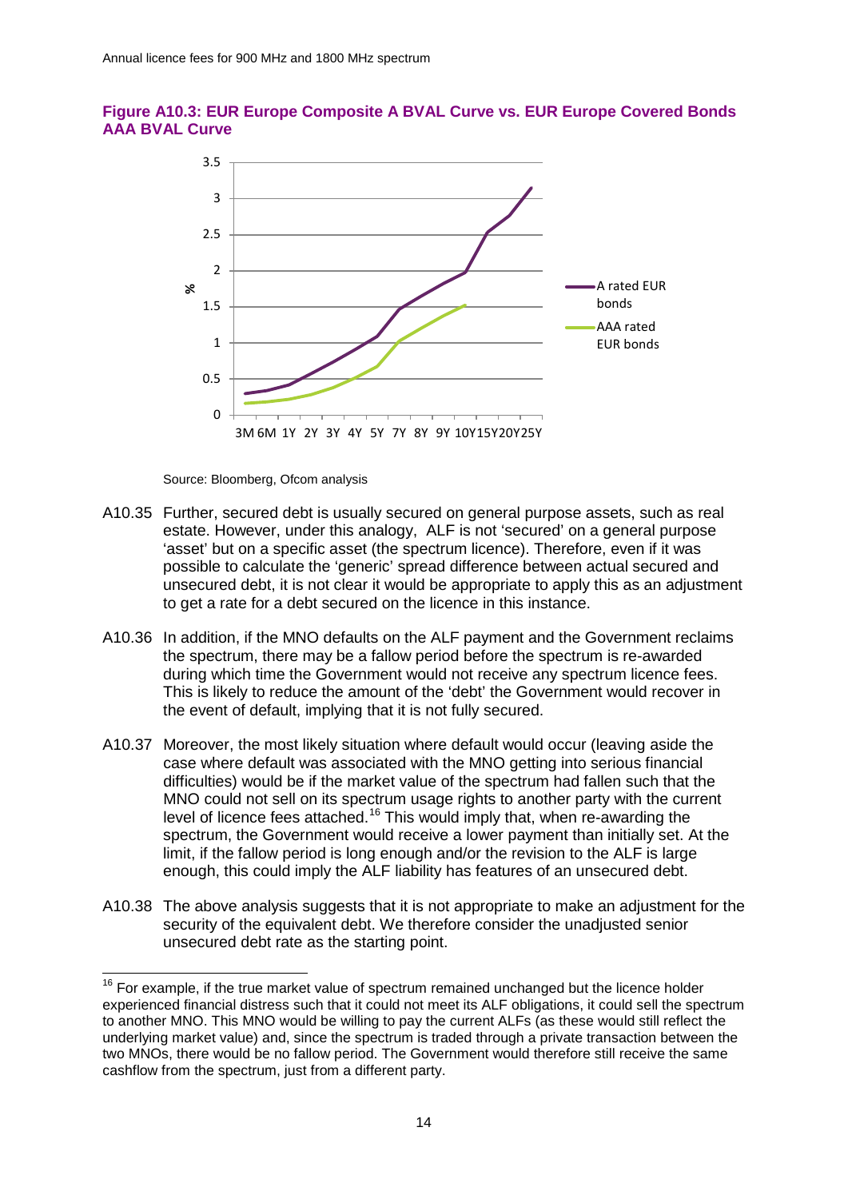**Figure A10.3: EUR Europe Composite A BVAL Curve vs. EUR Europe Covered Bonds AAA BVAL Curve**

Source: Bloomberg, Ofcom analysis

A10.35 Further, secured debt is usually secured on general purpose assets, such as real estate. However, under this analogy, ALF is not 'secured' on a general purpose 'asset' but on a specific asset (the spectrum licence). Therefore, even if it was possible to calculate the 'generic' spread difference between actual secured and unsecured debt, it is not clear it would be appropriate to apply this as an adjustment to get a rate for a debt secured on the licence in this instance.

A10.36 In addition, if the MNO defaults on the ALF payment and the Government reclaims the spectrum, there may be a fallow period before the spectrum is re-awarded during which time the Government would not receive any spectrum licence fees. This is likely to reduce the amount of the 'debt' the Government would recover in the event of default, implying that it is not fully secured.

A10.37 Moreover, the most likely situation where default would occur (leaving aside the case where default was associated with the MNO getting into serious financial difficulties) would be if the market value of the spectrum had fallen such that the MNO could not sell on its spectrum usage rights to another party with the current level of licence fees attached.[16] This would imply that, when re-awarding the spectrum, the Government would receive a lower payment than initially set. At the limit, if the fallow period is long enough and/or the revision to the ALF is large enough, this could imply the ALF liability has features of an unsecured debt.

A10.38 The above analysis suggests that it is not appropriate to make an adjustment for the security of the equivalent debt. We therefore consider the unadjusted senior unsecured debt rate as the starting point.

[16] For example, if the true market value of spectrum remained unchanged but the licence holder experienced financial distress such that it could not meet its ALF obligations, it could sell the spectrum to another MNO. This MNO would be willing to pay the current ALFs (as these would still reflect the underlying market value) and, since the spectrum is traded through a private transaction between the two MNOs, there would be no fallow period. The Government would therefore still receive the same cashflow from the spectrum, just from a different party.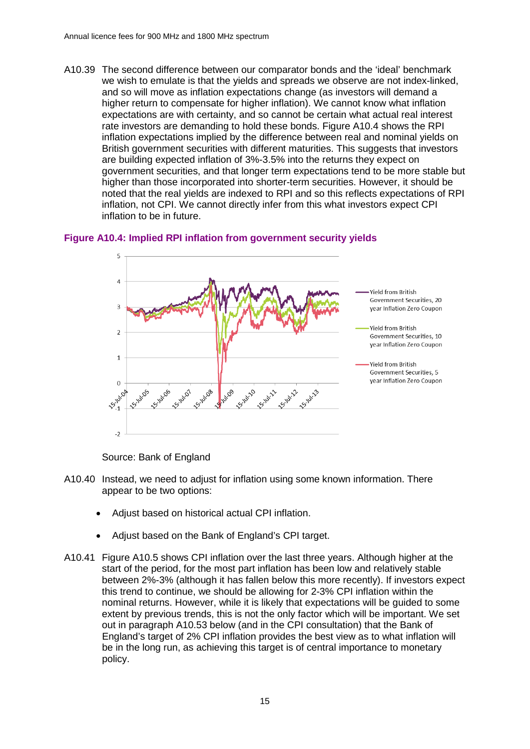A10.39 The second difference between our comparator bonds and the 'ideal' benchmark we wish to emulate is that the yields and spreads we observe are not index-linked, and so will move as inflation expectations change (as investors will demand a higher return to compensate for higher inflation). We cannot know what inflation expectations are with certainty, and so cannot be certain what actual real interest rate investors are demanding to hold these bonds. Figure A10.4 shows the RPI inflation expectations implied by the difference between real and nominal yields on British government securities with different maturities. This suggests that investors are building expected inflation of 3%-3.5% into the returns they expect on government securities, and that longer term expectations tend to be more stable but higher than those incorporated into shorter-term securities. However, it should be noted that the real yields are indexed to RPI and so this reflects expectations of RPI inflation, not CPI. We cannot directly infer from this what investors expect CPI inflation to be in future.

**Figure A10.4: Implied RPI inflation from government security yields**

Source: Bank of England

A10.40 Instead, we need to adjust for inflation using some known information. There appear to be two options:

- Adjust based on historical actual CPI inflation.
- Adjust based on the Bank of England's CPI target.

A10.41 Figure A10.5 shows CPI inflation over the last three years. Although higher at the start of the period, for the most part inflation has been low and relatively stable between 2%-3% (although it has fallen below this more recently). If investors expect this trend to continue, we should be allowing for 2-3% CPI inflation within the nominal returns. However, while it is likely that expectations will be guided to some extent by previous trends, this is not the only factor which will be important. We set out in paragraph A10.53 below (and in the CPI consultation) that the Bank of England's target of 2% CPI inflation provides the best view as to what inflation will be in the long run, as achieving this target is of central importance to monetary policy.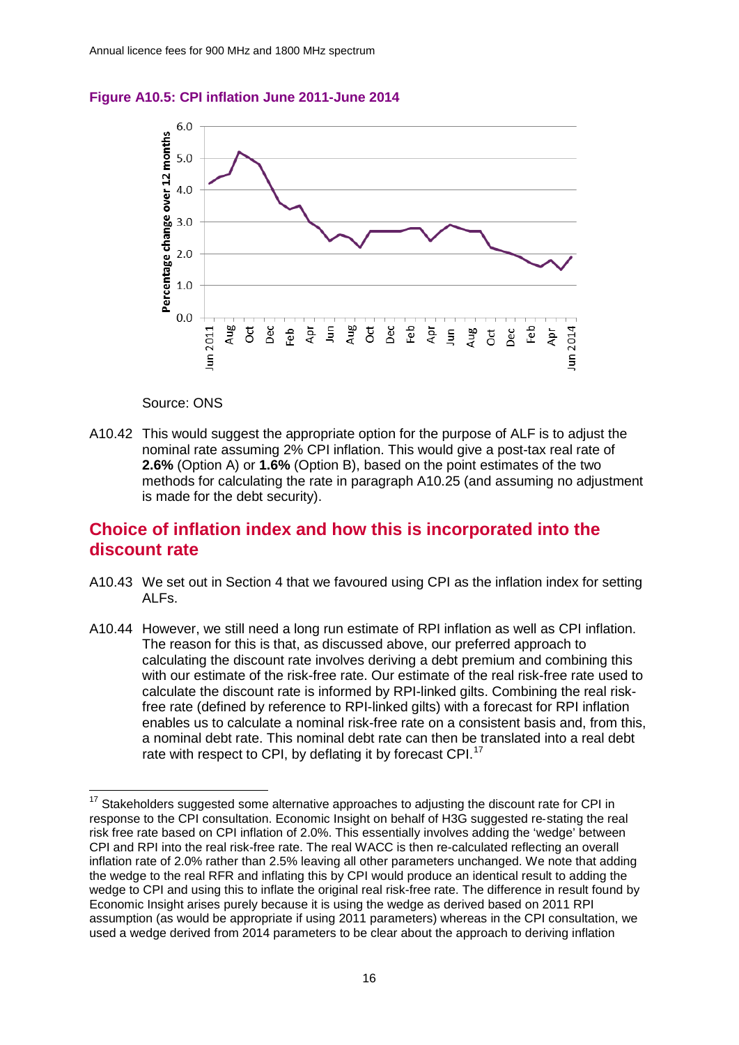**Figure A10.5: CPI inflation June 2011-June 2014**

Source: ONS

A10.42 This would suggest the appropriate option for the purpose of ALF is to adjust the nominal rate assuming 2% CPI inflation. This would give a post-tax real rate of **2.6%** (Option A) or **1.6%** (Option B), based on the point estimates of the two methods for calculating the rate in paragraph A10.25 (and assuming no adjustment is made for the debt security).

## Choice of inflation index and how this is incorporated into the discount rate

A10.43 We set out in Section 4 that we favoured using CPI as the inflation index for setting ALFs.

A10.44 However, we still need a long run estimate of RPI inflation as well as CPI inflation. The reason for this is that, as discussed above, our preferred approach to calculating the discount rate involves deriving a debt premium and combining this with our estimate of the risk-free rate. Our estimate of the real risk-free rate used to calculate the discount rate is informed by RPI-linked gilts. Combining the real risk-free rate (defined by reference to RPI-linked gilts) with a forecast for RPI inflation enables us to calculate a nominal risk-free rate on a consistent basis and, from this, a nominal debt rate. This nominal debt rate can then be translated into a real debt rate with respect to CPI, by deflating it by forecast CPI.[17]

[17] Stakeholders suggested some alternative approaches to adjusting the discount rate for CPI in response to the CPI consultation. Economic Insight on behalf of H3G suggested re-stating the real risk free rate based on CPI inflation of 2.0%. This essentially involves adding the 'wedge' between CPI and RPI into the real risk-free rate. The real WACC is then re-calculated reflecting an overall inflation rate of 2.0% rather than 2.5% leaving all other parameters unchanged. We note that adding the wedge to the real RFR and inflating this by CPI would produce an identical result to adding the wedge to CPI and using this to inflate the original real risk-free rate. The difference in result found by Economic Insight arises purely because it is using the wedge as derived based on 2011 RPI assumption (as would be appropriate if using 2011 parameters) whereas in the CPI consultation, we used a wedge derived from 2014 parameters to be clear about the approach to deriving inflation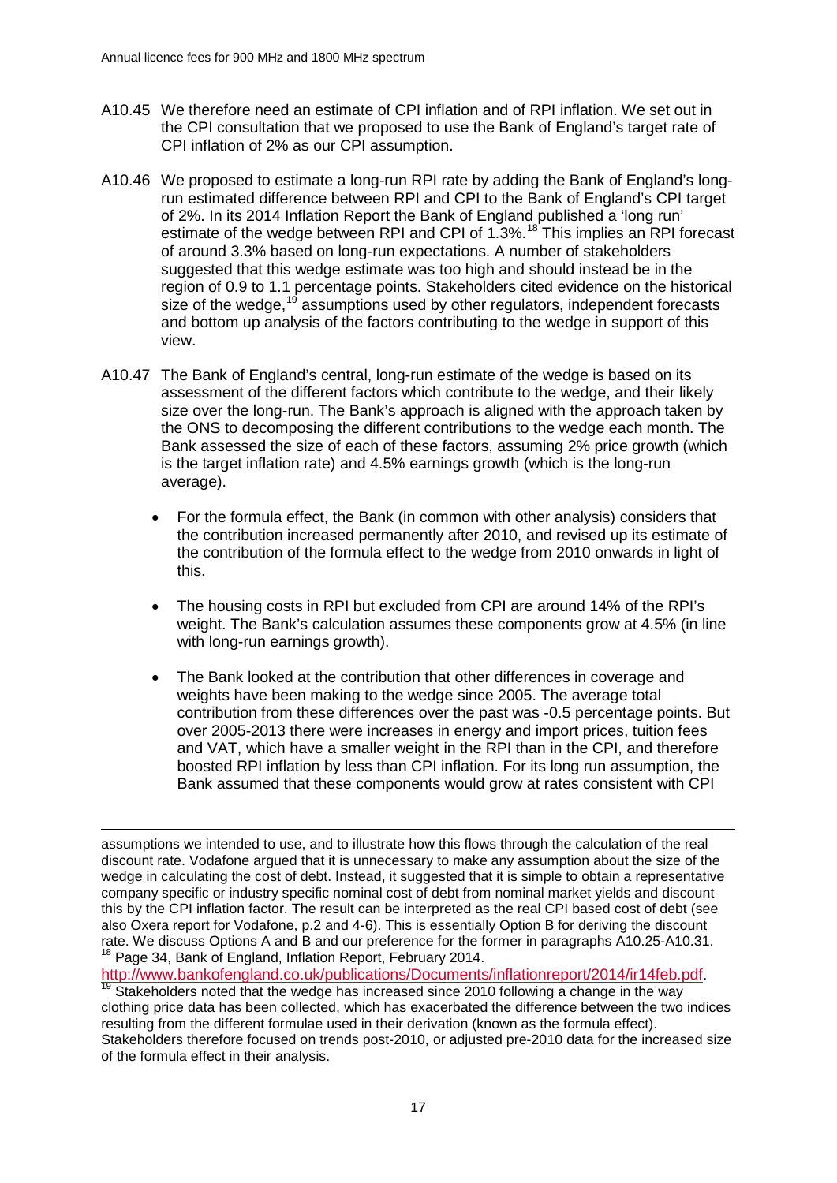A10.45 We therefore need an estimate of CPI inflation and of RPI inflation. We set out in the CPI consultation that we proposed to use the Bank of England's target rate of CPI inflation of 2% as our CPI assumption.

A10.46 We proposed to estimate a long-run RPI rate by adding the Bank of England's long-run estimated difference between RPI and CPI to the Bank of England's CPI target of 2%. In its 2014 Inflation Report the Bank of England published a 'long run' estimate of the wedge between RPI and CPI of 1.3%.[18] This implies an RPI forecast of around 3.3% based on long-run expectations. A number of stakeholders suggested that this wedge estimate was too high and should instead be in the region of 0.9 to 1.1 percentage points. Stakeholders cited evidence on the historical size of the wedge,[19] assumptions used by other regulators, independent forecasts and bottom up analysis of the factors contributing to the wedge in support of this view.

A10.47 The Bank of England's central, long-run estimate of the wedge is based on its assessment of the different factors which contribute to the wedge, and their likely size over the long-run. The Bank's approach is aligned with the approach taken by the ONS to decomposing the different contributions to the wedge each month. The Bank assessed the size of each of these factors, assuming 2% price growth (which is the target inflation rate) and 4.5% earnings growth (which is the long-run average).

- For the formula effect, the Bank (in common with other analysis) considers that the contribution increased permanently after 2010, and revised up its estimate of the contribution of the formula effect to the wedge from 2010 onwards in light of this.
- The housing costs in RPI but excluded from CPI are around 14% of the RPI's weight. The Bank's calculation assumes these components grow at 4.5% (in line with long-run earnings growth).
- The Bank looked at the contribution that other differences in coverage and weights have been making to the wedge since 2005. The average total contribution from these differences over the past was -0.5 percentage points. But over 2005-2013 there were increases in energy and import prices, tuition fees and VAT, which have a smaller weight in the RPI than in the CPI, and therefore boosted RPI inflation by less than CPI inflation. For its long run assumption, the Bank assumed that these components would grow at rates consistent with CPI

---

assumptions we intended to use, and to illustrate how this flows through the calculation of the real discount rate. Vodafone argued that it is unnecessary to make any assumption about the size of the wedge in calculating the cost of debt. Instead, it suggested that it is simple to obtain a representative company specific or industry specific nominal cost of debt from nominal market yields and discount this by the CPI inflation factor. The result can be interpreted as the real CPI based cost of debt (see also Oxera report for Vodafone, p.2 and 4-6). This is essentially Option B for deriving the discount rate. We discuss Options A and B and our preference for the former in paragraphs A10.25-A10.31.

[18] Page 34, Bank of England, Inflation Report, February 2014. http://www.bankofengland.co.uk/publications/Documents/inflationreport/2014/ir14feb.pdf.

[19] Stakeholders noted that the wedge has increased since 2010 following a change in the way clothing price data has been collected, which has exacerbated the difference between the two indices resulting from the different formulae used in their derivation (known as the formula effect). Stakeholders therefore focused on trends post-2010, or adjusted pre-2010 data for the increased size of the formula effect in their analysis.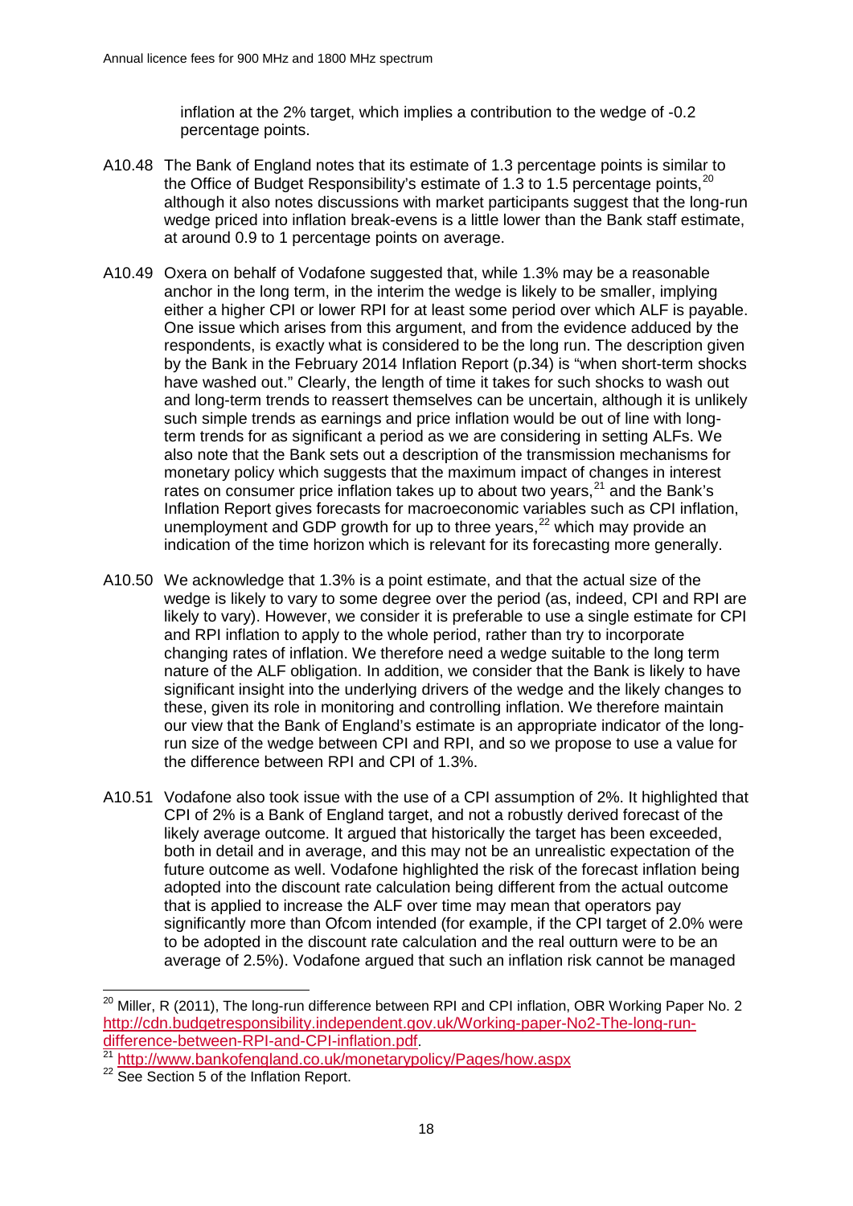inflation at the 2% target, which implies a contribution to the wedge of -0.2 percentage points.

A10.48 The Bank of England notes that its estimate of 1.3 percentage points is similar to the Office of Budget Responsibility's estimate of 1.3 to 1.5 percentage points,[20] although it also notes discussions with market participants suggest that the long-run wedge priced into inflation break-evens is a little lower than the Bank staff estimate, at around 0.9 to 1 percentage points on average.

A10.49 Oxera on behalf of Vodafone suggested that, while 1.3% may be a reasonable anchor in the long term, in the interim the wedge is likely to be smaller, implying either a higher CPI or lower RPI for at least some period over which ALF is payable. One issue which arises from this argument, and from the evidence adduced by the respondents, is exactly what is considered to be the long run. The description given by the Bank in the February 2014 Inflation Report (p.34) is "when short-term shocks have washed out." Clearly, the length of time it takes for such shocks to wash out and long-term trends to reassert themselves can be uncertain, although it is unlikely such simple trends as earnings and price inflation would be out of line with long-term trends for as significant a period as we are considering in setting ALFs. We also note that the Bank sets out a description of the transmission mechanisms for monetary policy which suggests that the maximum impact of changes in interest rates on consumer price inflation takes up to about two years,[21] and the Bank's Inflation Report gives forecasts for macroeconomic variables such as CPI inflation, unemployment and GDP growth for up to three years,[22] which may provide an indication of the time horizon which is relevant for its forecasting more generally.

A10.50 We acknowledge that 1.3% is a point estimate, and that the actual size of the wedge is likely to vary to some degree over the period (as, indeed, CPI and RPI are likely to vary). However, we consider it is preferable to use a single estimate for CPI and RPI inflation to apply to the whole period, rather than try to incorporate changing rates of inflation. We therefore need a wedge suitable to the long term nature of the ALF obligation. In addition, we consider that the Bank is likely to have significant insight into the underlying drivers of the wedge and the likely changes to these, given its role in monitoring and controlling inflation. We therefore maintain our view that the Bank of England's estimate is an appropriate indicator of the long-run size of the wedge between CPI and RPI, and so we propose to use a value for the difference between RPI and CPI of 1.3%.

A10.51 Vodafone also took issue with the use of a CPI assumption of 2%. It highlighted that CPI of 2% is a Bank of England target, and not a robustly derived forecast of the likely average outcome. It argued that historically the target has been exceeded, both in detail and in average, and this may not be an unrealistic expectation of the future outcome as well. Vodafone highlighted the risk of the forecast inflation being adopted into the discount rate calculation being different from the actual outcome that is applied to increase the ALF over time may mean that operators pay significantly more than Ofcom intended (for example, if the CPI target of 2.0% were to be adopted in the discount rate calculation and the real outturn were to be an average of 2.5%). Vodafone argued that such an inflation risk cannot be managed

[20] Miller, R (2011), The long-run difference between RPI and CPI inflation, OBR Working Paper No. 2 http://cdn.budgetresponsibility.independent.gov.uk/Working-paper-No2-The-long-run-difference-between-RPI-and-CPI-inflation.pdf.

[21] http://www.bankofengland.co.uk/monetarypolicy/Pages/how.aspx

[22] See Section 5 of the Inflation Report.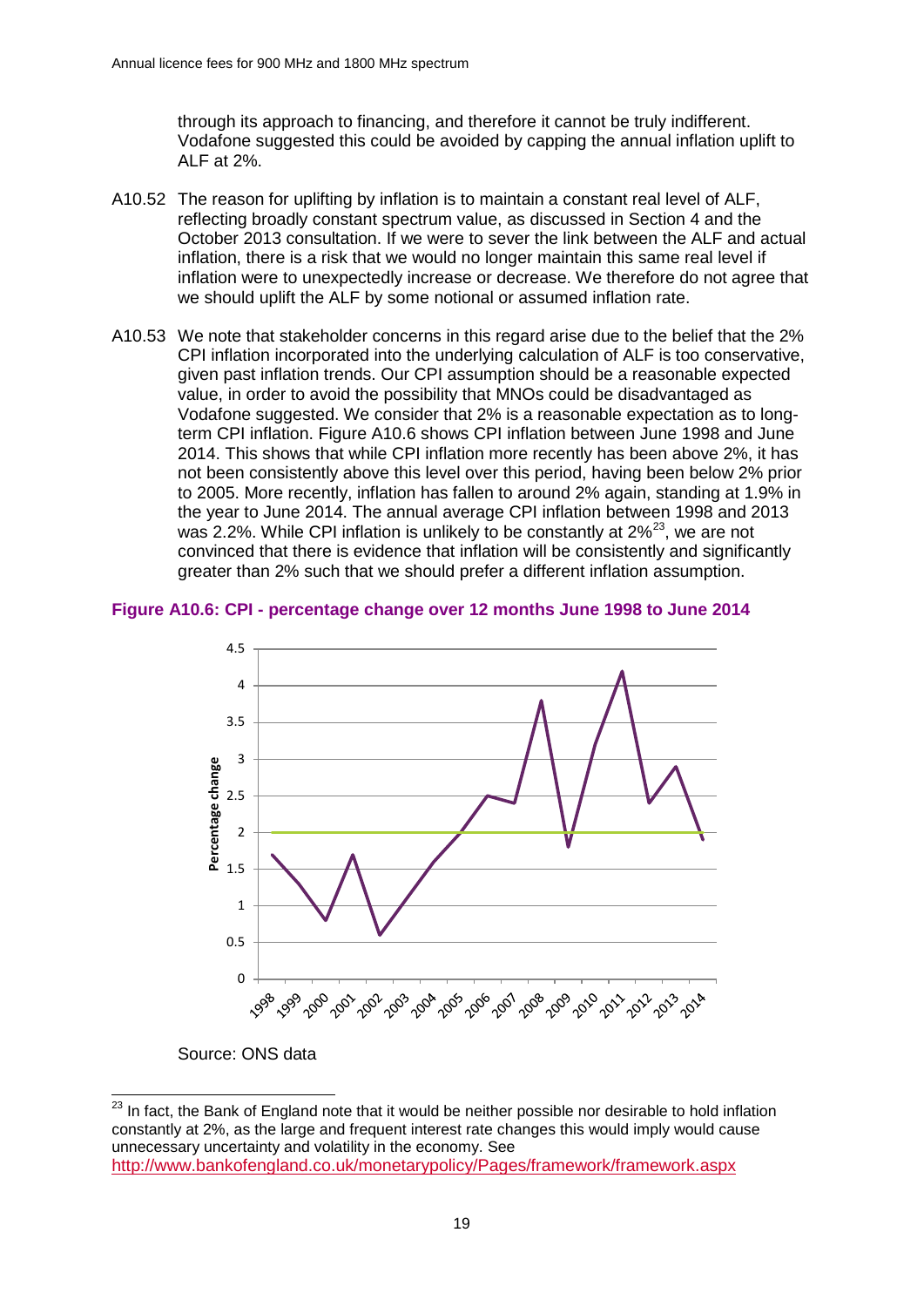through its approach to financing, and therefore it cannot be truly indifferent. Vodafone suggested this could be avoided by capping the annual inflation uplift to ALF at 2%.

A10.52 The reason for uplifting by inflation is to maintain a constant real level of ALF, reflecting broadly constant spectrum value, as discussed in Section 4 and the October 2013 consultation. If we were to sever the link between the ALF and actual inflation, there is a risk that we would no longer maintain this same real level if inflation were to unexpectedly increase or decrease. We therefore do not agree that we should uplift the ALF by some notional or assumed inflation rate.

A10.53 We note that stakeholder concerns in this regard arise due to the belief that the 2% CPI inflation incorporated into the underlying calculation of ALF is too conservative, given past inflation trends. Our CPI assumption should be a reasonable expected value, in order to avoid the possibility that MNOs could be disadvantaged as Vodafone suggested. We consider that 2% is a reasonable expectation as to long-term CPI inflation. Figure A10.6 shows CPI inflation between June 1998 and June 2014. This shows that while CPI inflation more recently has been above 2%, it has not been consistently above this level over this period, having been below 2% prior to 2005. More recently, inflation has fallen to around 2% again, standing at 1.9% in the year to June 2014. The annual average CPI inflation between 1998 and 2013 was 2.2%. While CPI inflation is unlikely to be constantly at 2%[23], we are not convinced that there is evidence that inflation will be consistently and significantly greater than 2% such that we should prefer a different inflation assumption.

**Figure A10.6: CPI - percentage change over 12 months June 1998 to June 2014**

Source: ONS data

[23] In fact, the Bank of England note that it would be neither possible nor desirable to hold inflation constantly at 2%, as the large and frequent interest rate changes this would imply would cause unnecessary uncertainty and volatility in the economy. See http://www.bankofengland.co.uk/monetarypolicy/Pages/framework/framework.aspx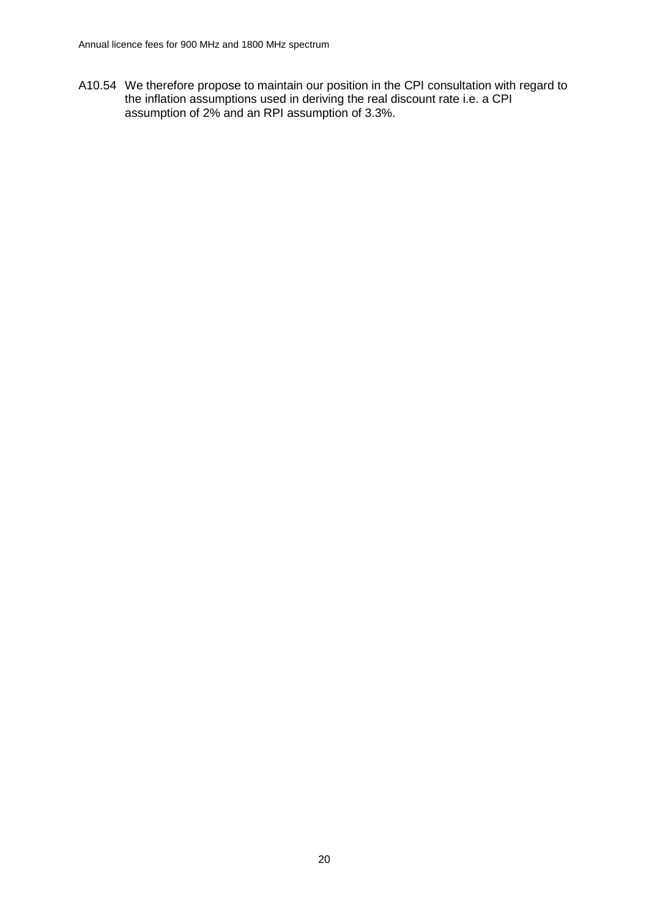A10.54 We therefore propose to maintain our position in the CPI consultation with regard to the inflation assumptions used in deriving the real discount rate i.e. a CPI assumption of 2% and an RPI assumption of 3.3%.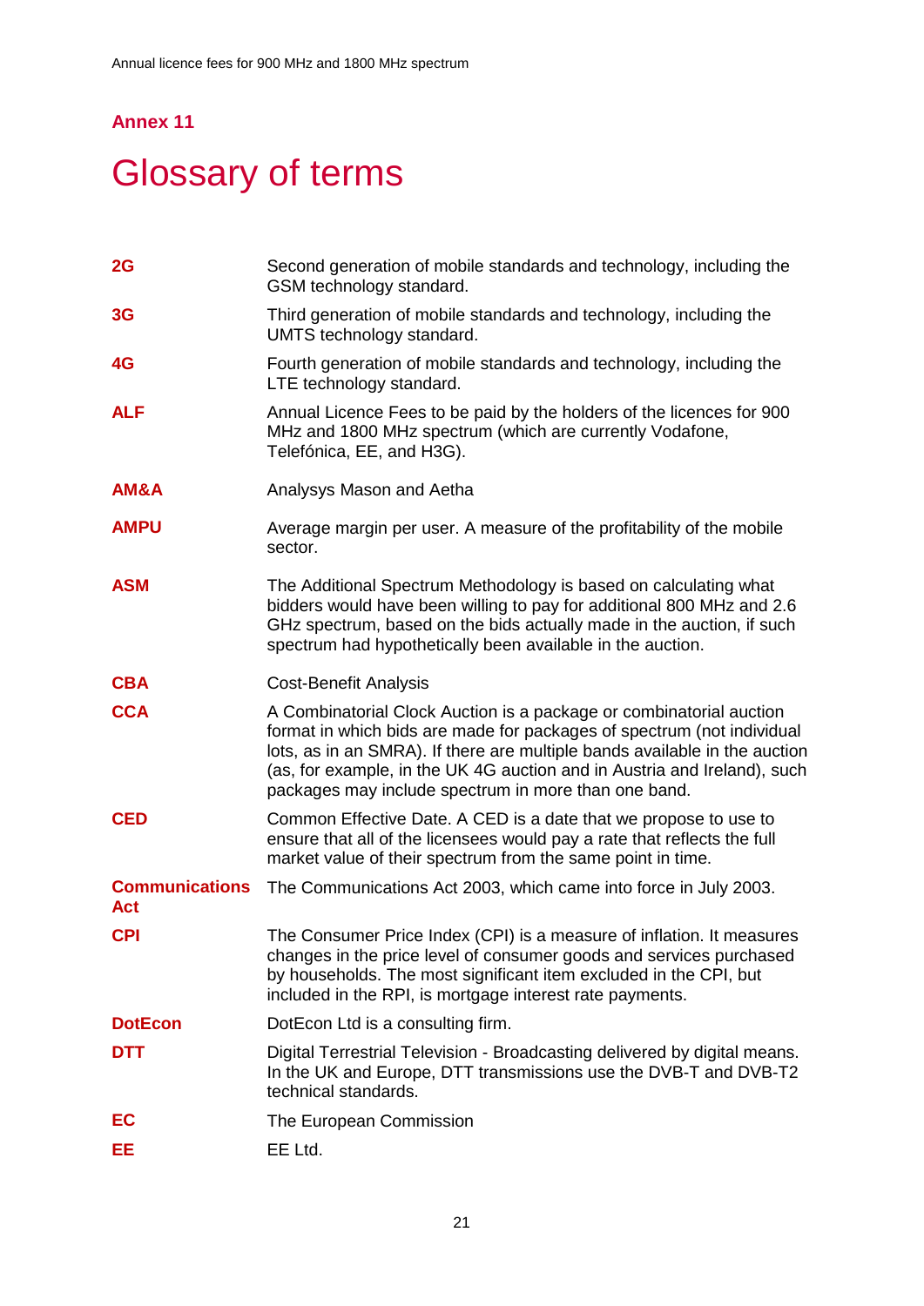## Annex 11

# Glossary of terms

**2G** Second generation of mobile standards and technology, including the GSM technology standard.

**3G** Third generation of mobile standards and technology, including the UMTS technology standard.

**4G** Fourth generation of mobile standards and technology, including the LTE technology standard.

**ALF** Annual Licence Fees to be paid by the holders of the licences for 900 MHz and 1800 MHz spectrum (which are currently Vodafone, Telefónica, EE, and H3G).

**AM&A** Analysys Mason and Aetha

**AMPU** Average margin per user. A measure of the profitability of the mobile sector.

**ASM** The Additional Spectrum Methodology is based on calculating what bidders would have been willing to pay for additional 800 MHz and 2.6 GHz spectrum, based on the bids actually made in the auction, if such spectrum had hypothetically been available in the auction.

**CBA** Cost-Benefit Analysis

**CCA** A Combinatorial Clock Auction is a package or combinatorial auction format in which bids are made for packages of spectrum (not individual lots, as in an SMRA). If there are multiple bands available in the auction (as, for example, in the UK 4G auction and in Austria and Ireland), such packages may include spectrum in more than one band.

**CED** Common Effective Date. A CED is a date that we propose to use to ensure that all of the licensees would pay a rate that reflects the full market value of their spectrum from the same point in time.

**Communications Act** The Communications Act 2003, which came into force in July 2003.

**CPI** The Consumer Price Index (CPI) is a measure of inflation. It measures changes in the price level of consumer goods and services purchased by households. The most significant item excluded in the CPI, but included in the RPI, is mortgage interest rate payments.

**DotEcon** DotEcon Ltd is a consulting firm.

**DTT** Digital Terrestrial Television - Broadcasting delivered by digital means. In the UK and Europe, DTT transmissions use the DVB-T and DVB-T2 technical standards.

**EC** The European Commission

**EE** EE Ltd.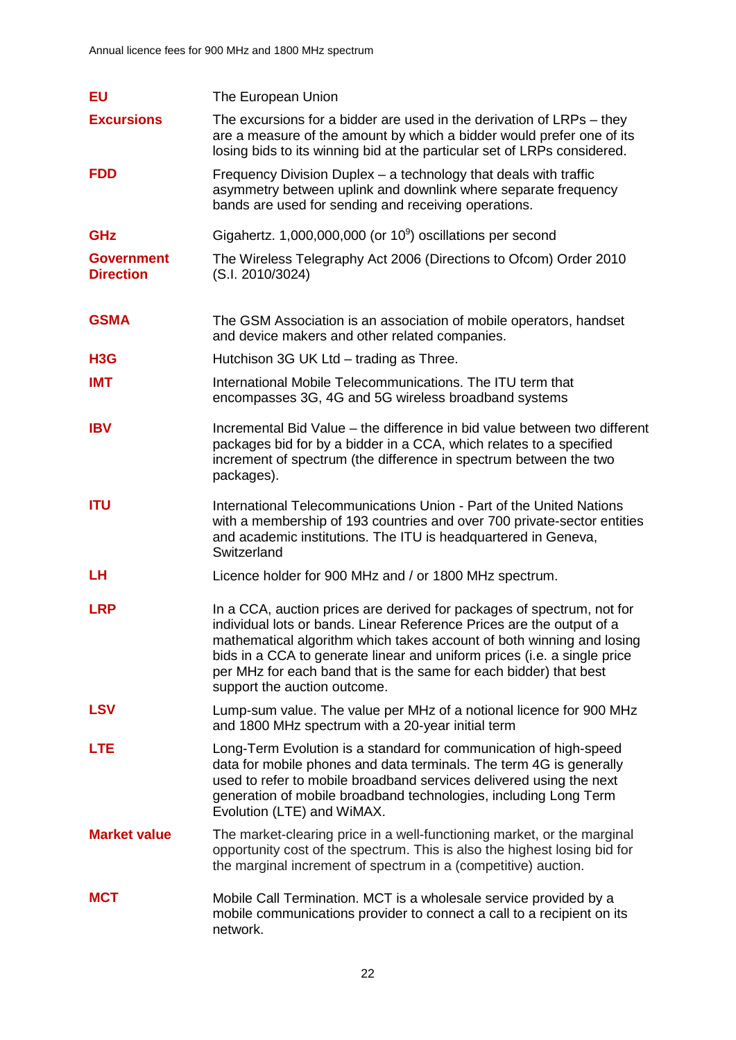**EU** The European Union

**Excursions** The excursions for a bidder are used in the derivation of LRPs – they are a measure of the amount by which a bidder would prefer one of its losing bids to its winning bid at the particular set of LRPs considered.

**FDD** Frequency Division Duplex – a technology that deals with traffic asymmetry between uplink and downlink where separate frequency bands are used for sending and receiving operations.

**GHz** Gigahertz. 1,000,000,000 (or $10^9$) oscillations per second

**Government Direction** The Wireless Telegraphy Act 2006 (Directions to Ofcom) Order 2010 (S.I. 2010/3024)

**GSMA** The GSM Association is an association of mobile operators, handset and device makers and other related companies.

**H3G** Hutchison 3G UK Ltd – trading as Three.

**IMT** International Mobile Telecommunications. The ITU term that encompasses 3G, 4G and 5G wireless broadband systems

**IBV** Incremental Bid Value – the difference in bid value between two different packages bid for by a bidder in a CCA, which relates to a specified increment of spectrum (the difference in spectrum between the two packages).

**ITU** International Telecommunications Union - Part of the United Nations with a membership of 193 countries and over 700 private-sector entities and academic institutions. The ITU is headquartered in Geneva, Switzerland

**LH** Licence holder for 900 MHz and / or 1800 MHz spectrum.

**LRP** In a CCA, auction prices are derived for packages of spectrum, not for individual lots or bands. Linear Reference Prices are the output of a mathematical algorithm which takes account of both winning and losing bids in a CCA to generate linear and uniform prices (i.e. a single price per MHz for each band that is the same for each bidder) that best support the auction outcome.

**LSV** Lump-sum value. The value per MHz of a notional licence for 900 MHz and 1800 MHz spectrum with a 20-year initial term

**LTE** Long-Term Evolution is a standard for communication of high-speed data for mobile phones and data terminals. The term 4G is generally used to refer to mobile broadband services delivered using the next generation of mobile broadband technologies, including Long Term Evolution (LTE) and WiMAX.

**Market value** The market-clearing price in a well-functioning market, or the marginal opportunity cost of the spectrum. This is also the highest losing bid for the marginal increment of spectrum in a (competitive) auction.

**MCT** Mobile Call Termination. MCT is a wholesale service provided by a mobile communications provider to connect a call to a recipient on its network.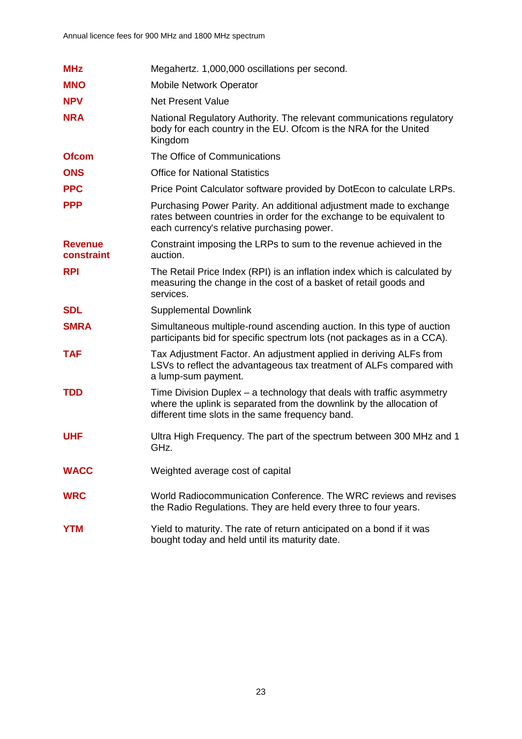| | |
|---|---|
| **MHz** | Megahertz. 1,000,000 oscillations per second. |
| **MNO** | Mobile Network Operator |
| **NPV** | Net Present Value |
| **NRA** | National Regulatory Authority. The relevant communications regulatory body for each country in the EU. Ofcom is the NRA for the United Kingdom |
| **Ofcom** | The Office of Communications |
| **ONS** | Office for National Statistics |
| **PPC** | Price Point Calculator software provided by DotEcon to calculate LRPs. |
| **PPP** | Purchasing Power Parity. An additional adjustment made to exchange rates between countries in order for the exchange to be equivalent to each currency's relative purchasing power. |
| **Revenue constraint** | Constraint imposing the LRPs to sum to the revenue achieved in the auction. |
| **RPI** | The Retail Price Index (RPI) is an inflation index which is calculated by measuring the change in the cost of a basket of retail goods and services. |
| **SDL** | Supplemental Downlink |
| **SMRA** | Simultaneous multiple-round ascending auction. In this type of auction participants bid for specific spectrum lots (not packages as in a CCA). |
| **TAF** | Tax Adjustment Factor. An adjustment applied in deriving ALFs from LSVs to reflect the advantageous tax treatment of ALFs compared with a lump-sum payment. |
| **TDD** | Time Division Duplex – a technology that deals with traffic asymmetry where the uplink is separated from the downlink by the allocation of different time slots in the same frequency band. |
| **UHF** | Ultra High Frequency. The part of the spectrum between 300 MHz and 1 GHz. |
| **WACC** | Weighted average cost of capital |
| **WRC** | World Radiocommunication Conference. The WRC reviews and revises the Radio Regulations. They are held every three to four years. |
| **YTM** | Yield to maturity. The rate of return anticipated on a bond if it was bought today and held until its maturity date. |